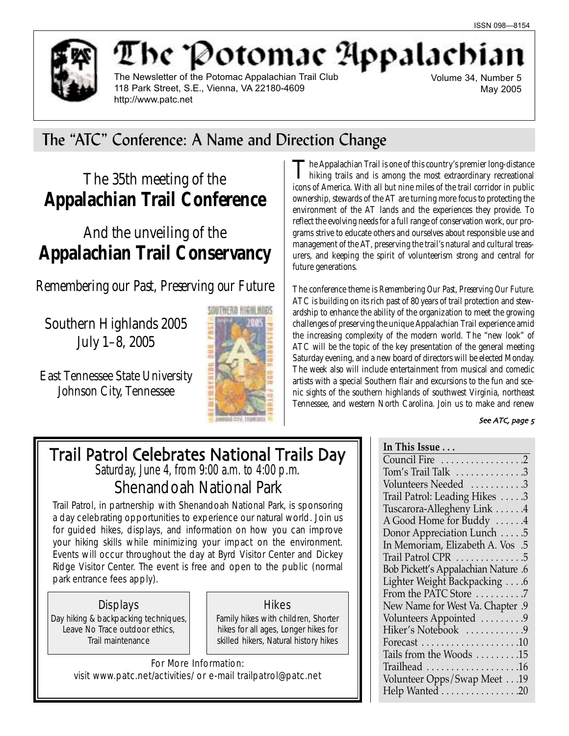ISSN 098—8154

# The Potomac Appalachian

The Newsletter of the Potomac Appalachian Trail Club
118 Park Street, S.E., Vienna, VA 22180-4609
http://www.patc.net

Volume 34, Number 5
May 2005

## The "ATC" Conference: A Name and Direction Change

The 35th meeting of the
**Appalachian Trail Conference**

And the unveiling of the
**Appalachian Trail Conservancy**

*Remembering our Past, Preserving our Future*

Southern Highlands 2005
July 1–8, 2005

East Tennessee State University
Johnson City, Tennessee

The Appalachian Trail is one of this country's premier long-distance hiking trails and is among the most extraordinary recreational icons of America. With all but nine miles of the trail corridor in public ownership, stewards of the AT are turning more focus to protecting the environment of the AT lands and the experiences they provide. To reflect the evolving needs for a full range of conservation work, our programs strive to educate others and ourselves about responsible use and management of the AT, preserving the trail's natural and cultural treasurers, and keeping the spirit of volunteerism strong and central for future generations.

The conference theme is *Remembering Our Past, Preserving Our Future.* ATC is building on its rich past of 80 years of trail protection and stewardship to enhance the ability of the organization to meet the growing challenges of preserving the unique Appalachian Trail experience amid the increasing complexity of the modern world. The "new look" of ATC will be the topic of the key presentation of the general meeting Saturday evening, and a new board of directors will be elected Monday. The week also will include entertainment from musical and comedic artists with a special Southern flair and excursions to the fun and scenic sights of the southern highlands of southwest Virginia, northeast Tennessee, and western North Carolina. Join us to make and renew

*See ATC, page 5*

## Trail Patrol Celebrates National Trails Day

*Saturday, June 4, from 9:00 a.m. to 4:00 p.m.*

### Shenandoah National Park

Trail Patrol, in partnership with Shenandoah National Park, is sponsoring a day celebrating opportunities to experience our natural world. Join us for guided hikes, displays, and information on how you can improve your hiking skills while minimizing your impact on the environment. Events will occur throughout the day at Byrd Visitor Center and Dickey Ridge Visitor Center. The event is free and open to the public (normal park entrance fees apply).

**Displays**
Day hiking & backpacking techniques, Leave No Trace outdoor ethics, Trail maintenance

**Hikes**
Family hikes with children, Shorter hikes for all ages, Longer hikes for skilled hikers, Natural history hikes

For More Information:
visit www.patc.net/activities/ or e-mail trailpatrol@patc.net

**In This Issue . . .**

| | |
|---|---|
| Council Fire | 2 |
| Tom's Trail Talk | 3 |
| Volunteers Needed | 3 |
| Trail Patrol: Leading Hikes | 3 |
| Tuscarora-Allegheny Link | 4 |
| A Good Home for Buddy | 4 |
| Donor Appreciation Lunch | 5 |
| In Memoriam, Elizabeth A. Vos | 5 |
| Trail Patrol CPR | 5 |
| Bob Pickett's Appalachian Nature | 6 |
| Lighter Weight Backpacking | 6 |
| From the PATC Store | 7 |
| New Name for West Va. Chapter | 9 |
| Volunteers Appointed | 9 |
| Hiker's Notebook | 9 |
| Forecast | 10 |
| Tails from the Woods | 15 |
| Trailhead | 16 |
| Volunteer Opps/Swap Meet | 19 |
| Help Wanted | 20 |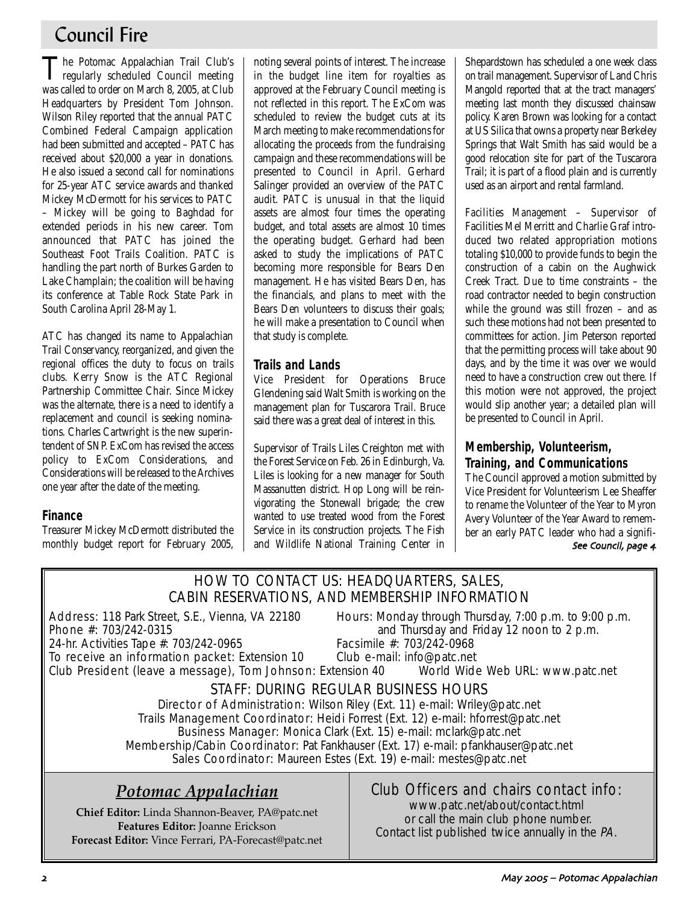# Council Fire

The Potomac Appalachian Trail Club's regularly scheduled Council meeting was called to order on March 8, 2005, at Club Headquarters by President Tom Johnson. Wilson Riley reported that the annual PATC Combined Federal Campaign application had been submitted and accepted – PATC has received about $20,000 a year in donations. He also issued a second call for nominations for 25-year ATC service awards and thanked Mickey McDermott for his services to PATC – Mickey will be going to Baghdad for extended periods in his new career. Tom announced that PATC has joined the Southeast Foot Trails Coalition. PATC is handling the part north of Burkes Garden to Lake Champlain; the coalition will be having its conference at Table Rock State Park in South Carolina April 28-May 1.

ATC has changed its name to Appalachian Trail Conservancy, reorganized, and given the regional offices the duty to focus on trails clubs. Kerry Snow is the ATC Regional Partnership Committee Chair. Since Mickey was the alternate, there is a need to identify a replacement and council is seeking nominations. Charles Cartwright is the new superintendent of SNP. ExCom has revised the access policy to ExCom Considerations, and Considerations will be released to the Archives one year after the date of the meeting.

### Finance

Treasurer Mickey McDermott distributed the monthly budget report for February 2005, noting several points of interest. The increase in the budget line item for royalties as approved at the February Council meeting is not reflected in this report. The ExCom was scheduled to review the budget cuts at its March meeting to make recommendations for allocating the proceeds from the fundraising campaign and these recommendations will be presented to Council in April. Gerhard Salinger provided an overview of the PATC audit. PATC is unusual in that the liquid assets are almost four times the operating budget, and total assets are almost 10 times the operating budget. Gerhard had been asked to study the implications of PATC becoming more responsible for Bears Den management. He has visited Bears Den, has the financials, and plans to meet with the Bears Den volunteers to discuss their goals; he will make a presentation to Council when that study is complete.

### Trails and Lands

Vice President for Operations Bruce Glendening said Walt Smith is working on the management plan for Tuscarora Trail. Bruce said there was a great deal of interest in this.

Supervisor of Trails Liles Creighton met with the Forest Service on Feb. 26 in Edinburgh, Va. Liles is looking for a new manager for South Massanutten district. Hop Long will be reinvigorating the Stonewall brigade; the crew wanted to use treated wood from the Forest Service in its construction projects. The Fish and Wildlife National Training Center in Shepardstown has scheduled a one week class on trail management. Supervisor of Land Chris Mangold reported that at the tract managers' meeting last month they discussed chainsaw policy. Karen Brown was looking for a contact at US Silica that owns a property near Berkeley Springs that Walt Smith has said would be a good relocation site for part of the Tuscarora Trail; it is part of a flood plain and is currently used as an airport and rental farmland.

*Facilities Management* – Supervisor of Facilities Mel Merritt and Charlie Graf introduced two related appropriation motions totaling $10,000 to provide funds to begin the construction of a cabin on the Aughwick Creek Tract. Due to time constraints – the road contractor needed to begin construction while the ground was still frozen – and as such these motions had not been presented to committees for action. Jim Peterson reported that the permitting process will take about 90 days, and by the time it was over we would need to have a construction crew out there. If this motion were not approved, the project would slip another year; a detailed plan will be presented to Council in April.

### Membership, Volunteerism, Training, and Communications

The Council approved a motion submitted by Vice President for Volunteerism Lee Sheaffer to rename the Volunteer of the Year to Myron Avery Volunteer of the Year Award to remember an early PATC leader who had a signifi-

*See Council, page 4*

## HOW TO CONTACT US: HEADQUARTERS, SALES, CABIN RESERVATIONS, AND MEMBERSHIP INFORMATION

Address: 118 Park Street, S.E., Vienna, VA 22180
Phone #: 703/242-0315
24-hr. Activities Tape #: 703/242-0965
To receive an information packet: Extension 10
Club President (leave a message), Tom Johnson: Extension 40
Hours: Monday through Thursday, 7:00 p.m. to 9:00 p.m. and Thursday and Friday 12 noon to 2 p.m.
Facsimile #: 703/242-0968
Club e-mail: info@patc.net
World Wide Web URL: www.patc.net

### STAFF: DURING REGULAR BUSINESS HOURS

Director of Administration: Wilson Riley (Ext. 11) e-mail: Wriley@patc.net
Trails Management Coordinator: Heidi Forrest (Ext. 12) e-mail: hforrest@patc.net
Business Manager: Monica Clark (Ext. 15) e-mail: mclark@patc.net
Membership/Cabin Coordinator: Pat Fankhauser (Ext. 17) e-mail: pfankhauser@patc.net
Sales Coordinator: Maureen Estes (Ext. 19) e-mail: mestes@patc.net

## *Potomac Appalachian*

**Chief Editor:** Linda Shannon-Beaver, PA@patc.net
**Features Editor:** Joanne Erickson
**Forecast Editor:** Vince Ferrari, PA-Forecast@patc.net

### Club Officers and chairs contact info:

www.patc.net/about/contact.html
or call the main club phone number.
Contact list published twice annually in the *PA*.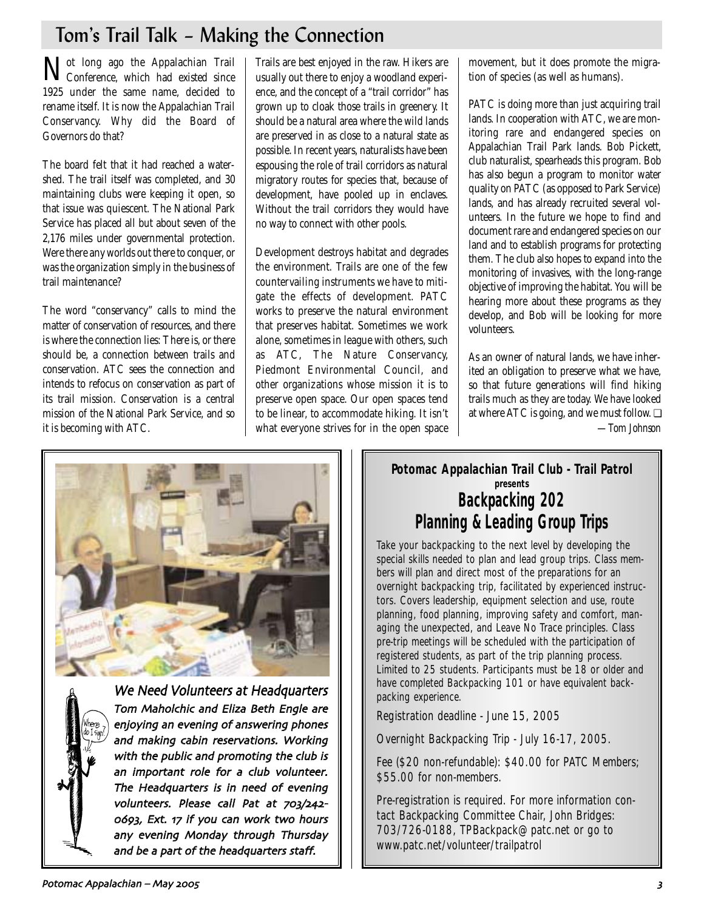## Tom's Trail Talk – Making the Connection

Not long ago the Appalachian Trail Conference, which had existed since 1925 under the same name, decided to rename itself. It is now the Appalachian Trail Conservancy. Why did the Board of Governors do that?

The board felt that it had reached a watershed. The trail itself was completed, and 30 maintaining clubs were keeping it open, so that issue was quiescent. The National Park Service has placed all but about seven of the 2,176 miles under governmental protection. Were there any worlds out there to conquer, or was the organization simply in the business of trail maintenance?

The word "conservancy" calls to mind the matter of conservation of resources, and there is where the connection lies: There is, or there should be, a connection between trails and conservation. ATC sees the connection and intends to refocus on conservation as part of its trail mission. Conservation is a central mission of the National Park Service, and so it is becoming with ATC.

Trails are best enjoyed in the raw. Hikers are usually out there to enjoy a woodland experience, and the concept of a "trail corridor" has grown up to cloak those trails in greenery. It should be a natural area where the wild lands are preserved in as close to a natural state as possible. In recent years, naturalists have been espousing the role of trail corridors as natural migratory routes for species that, because of development, have pooled up in enclaves. Without the trail corridors they would have no way to connect with other pools.

Development destroys habitat and degrades the environment. Trails are one of the few countervailing instruments we have to mitigate the effects of development. PATC works to preserve the natural environment that preserves habitat. Sometimes we work alone, sometimes in league with others, such as ATC, The Nature Conservancy, Piedmont Environmental Council, and other organizations whose mission it is to preserve open space. Our open spaces tend to be linear, to accommodate hiking. It isn't what everyone strives for in the open space movement, but it does promote the migration of species (as well as humans).

PATC is doing more than just acquiring trail lands. In cooperation with ATC, we are monitoring rare and endangered species on Appalachian Trail Park lands. Bob Pickett, club naturalist, spearheads this program. Bob has also begun a program to monitor water quality on PATC (as opposed to Park Service) lands, and has already recruited several volunteers. In the future we hope to find and document rare and endangered species on our land and to establish programs for protecting them. The club also hopes to expand into the monitoring of invasives, with the long-range objective of improving the habitat. You will be hearing more about these programs as they develop, and Bob will be looking for more volunteers.

As an owner of natural lands, we have inherited an obligation to preserve what we have, so that future generations will find hiking trails much as they are today. We have looked at where ATC is going, and we must follow. ❑

*—Tom Johnson*

### *We Need Volunteers at Headquarters*

*Tom Maholchic and Eliza Beth Engle are enjoying an evening of answering phones and making cabin reservations. Working with the public and promoting the club is an important role for a club volunteer. The Headquarters is in need of evening volunteers. Please call Pat at 703/242-0693, Ext. 17 if you can work two hours any evening Monday through Thursday and be a part of the headquarters staff.*

**Potomac Appalachian Trail Club - Trail Patrol**
**presents**

## Backpacking 202
## Planning & Leading Group Trips

Take your backpacking to the next level by developing the special skills needed to plan and lead group trips. Class members will plan and direct most of the preparations for an overnight backpacking trip, facilitated by experienced instructors. Covers leadership, equipment selection and use, route planning, food planning, improving safety and comfort, managing the unexpected, and Leave No Trace principles. Class pre-trip meetings will be scheduled with the participation of registered students, as part of the trip planning process. Limited to 25 students. Participants must be 18 or older and have completed Backpacking 101 or have equivalent backpacking experience.

Registration deadline - June 15, 2005

Overnight Backpacking Trip - July 16-17, 2005.

Fee ($20 non-refundable): $40.00 for PATC Members; $55.00 for non-members.

Pre-registration is required. For more information contact Backpacking Committee Chair, John Bridges: 703/726-0188, TPBackpack@patc.net or go to www.patc.net/volunteer/trailpatrol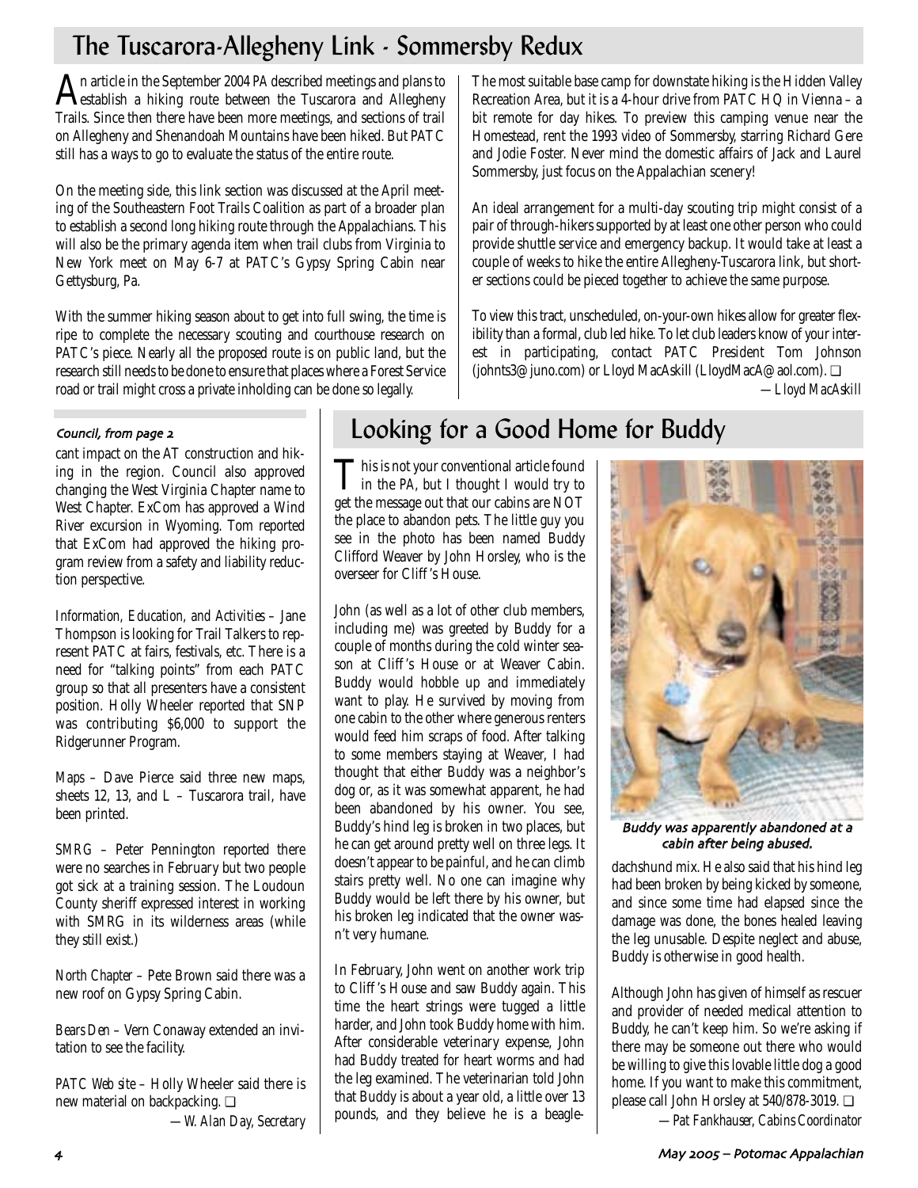## The Tuscarora-Allegheny Link - Sommersby Redux

An article in the September 2004 *PA* described meetings and plans to establish a hiking route between the Tuscarora and Allegheny Trails. Since then there have been more meetings, and sections of trail on Allegheny and Shenandoah Mountains have been hiked. But PATC still has a ways to go to evaluate the status of the entire route.

On the meeting side, this link section was discussed at the April meeting of the Southeastern Foot Trails Coalition as part of a broader plan to establish a second long hiking route through the Appalachians. This will also be the primary agenda item when trail clubs from Virginia to New York meet on May 6-7 at PATC's Gypsy Spring Cabin near Gettysburg, Pa.

With the summer hiking season about to get into full swing, the time is ripe to complete the necessary scouting and courthouse research on PATC's piece. Nearly all the proposed route is on public land, but the research still needs to be done to ensure that places where a Forest Service road or trail might cross a private inholding can be done so legally.

The most suitable base camp for downstate hiking is the Hidden Valley Recreation Area, but it is a 4-hour drive from PATC HQ in Vienna – a bit remote for day hikes. To preview this camping venue near the Homestead, rent the 1993 video of Sommersby, starring Richard Gere and Jodie Foster. Never mind the domestic affairs of Jack and Laurel Sommersby, just focus on the Appalachian scenery!

An ideal arrangement for a multi-day scouting trip might consist of a pair of through-hikers supported by at least one other person who could provide shuttle service and emergency backup. It would take at least a couple of weeks to hike the entire Allegheny-Tuscarora link, but shorter sections could be pieced together to achieve the same purpose.

To view this tract, unscheduled, on-your-own hikes allow for greater flexibility than a formal, club led hike. To let club leaders know of your interest in participating, contact PATC President Tom Johnson (johnts3@juno.com) or Lloyd MacAskill (LloydMacA@aol.com). ❑

*—Lloyd MacAskill*

*Council, from page 2*

cant impact on the AT construction and hiking in the region. Council also approved changing the West Virginia Chapter name to West Chapter. ExCom has approved a Wind River excursion in Wyoming. Tom reported that ExCom had approved the hiking program review from a safety and liability reduction perspective.

*Information, Education, and Activities* – Jane Thompson is looking for Trail Talkers to represent PATC at fairs, festivals, etc. There is a need for "talking points" from each PATC group so that all presenters have a consistent position. Holly Wheeler reported that SNP was contributing $6,000 to support the Ridgerunner Program.

*Maps* – Dave Pierce said three new maps, sheets 12, 13, and L – Tuscarora trail, have been printed.

*SMRG* – Peter Pennington reported there were no searches in February but two people got sick at a training session. The Loudoun County sheriff expressed interest in working with SMRG in its wilderness areas (while they still exist.)

*North Chapter* – Pete Brown said there was a new roof on Gypsy Spring Cabin.

*Bears Den* – Vern Conaway extended an invitation to see the facility.

*PATC Web site* – Holly Wheeler said there is new material on backpacking. ❑

*—W. Alan Day, Secretary*

## Looking for a Good Home for Buddy

This is not your conventional article found in the *PA*, but I thought I would try to get the message out that our cabins are NOT the place to abandon pets. The little guy you see in the photo has been named Buddy Clifford Weaver by John Horsley, who is the overseer for Cliff's House.

John (as well as a lot of other club members, including me) was greeted by Buddy for a couple of months during the cold winter season at Cliff's House or at Weaver Cabin. Buddy would hobble up and immediately want to play. He survived by moving from one cabin to the other where generous renters would feed him scraps of food. After talking to some members staying at Weaver, I had thought that either Buddy was a neighbor's dog or, as it was somewhat apparent, he had been abandoned by his owner. You see, Buddy's hind leg is broken in two places, but he can get around pretty well on three legs. It doesn't appear to be painful, and he can climb stairs pretty well. No one can imagine why Buddy would be left there by his owner, but his broken leg indicated that the owner wasn't very humane.

In February, John went on another work trip to Cliff's House and saw Buddy again. This time the heart strings were tugged a little harder, and John took Buddy home with him. After considerable veterinary expense, John had Buddy treated for heart worms and had the leg examined. The veterinarian told John that Buddy is about a year old, a little over 13 pounds, and they believe he is a beagle-dachshund mix. He also said that his hind leg had been broken by being kicked by someone, and since some time had elapsed since the damage was done, the bones healed leaving the leg unusable. Despite neglect and abuse, Buddy is otherwise in good health.

*Buddy was apparently abandoned at a cabin after being abused.*

Although John has given of himself as rescuer and provider of needed medical attention to Buddy, he can't keep him. So we're asking if there may be someone out there who would be willing to give this lovable little dog a good home. If you want to make this commitment, please call John Horsley at 540/878-3019. ❑

*—Pat Fankhauser, Cabins Coordinator*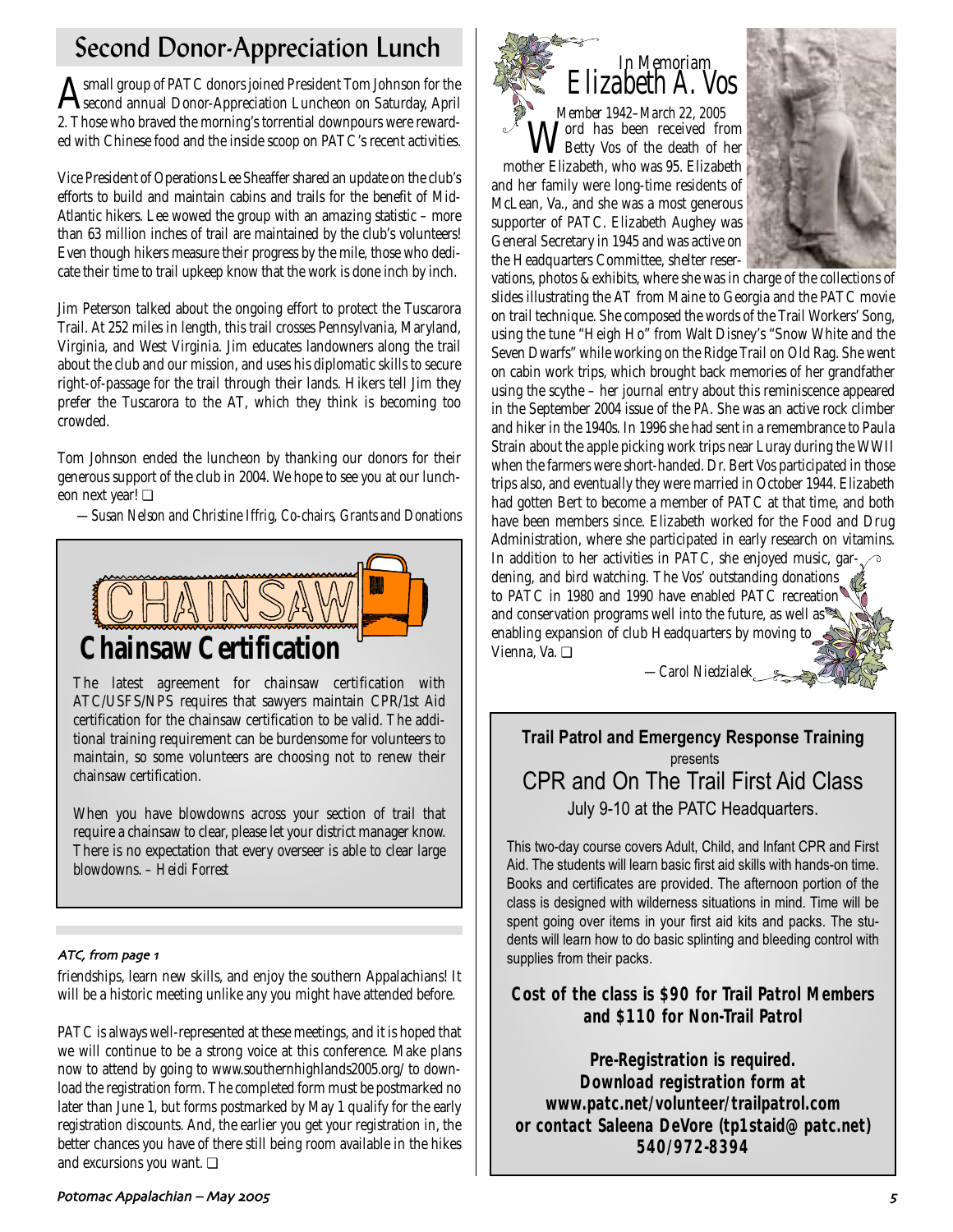## Second Donor-Appreciation Lunch

A small group of PATC donors joined President Tom Johnson for the second annual Donor-Appreciation Luncheon on Saturday, April 2. Those who braved the morning's torrential downpours were rewarded with Chinese food and the inside scoop on PATC's recent activities.

Vice President of Operations Lee Sheaffer shared an update on the club's efforts to build and maintain cabins and trails for the benefit of Mid-Atlantic hikers. Lee wowed the group with an amazing statistic – more than 63 million inches of trail are maintained by the club's volunteers! Even though hikers measure their progress by the mile, those who dedicate their time to trail upkeep know that the work is done inch by inch.

Jim Peterson talked about the ongoing effort to protect the Tuscarora Trail. At 252 miles in length, this trail crosses Pennsylvania, Maryland, Virginia, and West Virginia. Jim educates landowners along the trail about the club and our mission, and uses his diplomatic skills to secure right-of-passage for the trail through their lands. Hikers tell Jim they prefer the Tuscarora to the AT, which they think is becoming too crowded.

Tom Johnson ended the luncheon by thanking our donors for their generous support of the club in 2004. We hope to see you at our luncheon next year! ❑

*—Susan Nelson and Christine Iffrig, Co-chairs, Grants and Donations*

## Chainsaw Certification

The latest agreement for chainsaw certification with ATC/USFS/NPS requires that sawyers maintain CPR/1st Aid certification for the chainsaw certification to be valid. The additional training requirement can be burdensome for volunteers to maintain, so some volunteers are choosing not to renew their chainsaw certification.

When you have blowdowns across your section of trail that require a chainsaw to clear, please let your district manager know. There is no expectation that every overseer is able to clear large blowdowns. *– Heidi Forrest*

*ATC, from page 1*

friendships, learn new skills, and enjoy the southern Appalachians! It will be a historic meeting unlike any you might have attended before.

PATC is always well-represented at these meetings, and it is hoped that we will continue to be a strong voice at this conference. Make plans now to attend by going to www.southernhighlands2005.org/ to download the registration form. The completed form must be postmarked no later than June 1, but forms postmarked by May 1 qualify for the early registration discounts. And, the earlier you get your registration in, the better chances you have of there still being room available in the hikes and excursions you want. ❑

## In Memoriam
## Elizabeth A. Vos

*Member 1942–March 22, 2005*

Word has been received from Betty Vos of the death of her mother Elizabeth, who was 95. Elizabeth and her family were long-time residents of McLean, Va., and she was a most generous supporter of PATC. Elizabeth Aughey was General Secretary in 1945 and was active on the Headquarters Committee, shelter reservations, photos & exhibits, where she was in charge of the collections of slides illustrating the AT from Maine to Georgia and the PATC movie on trail technique. She composed the words of the Trail Workers' Song, using the tune "Heigh Ho" from Walt Disney's "Snow White and the Seven Dwarfs" while working on the Ridge Trail on Old Rag. She went on cabin work trips, which brought back memories of her grandfather using the scythe – her journal entry about this reminiscence appeared in the September 2004 issue of the *PA*. She was an active rock climber and hiker in the 1940s. In 1996 she had sent in a remembrance to Paula Strain about the apple picking work trips near Luray during the WWII when the farmers were short-handed. Dr. Bert Vos participated in those trips also, and eventually they were married in October 1944. Elizabeth had gotten Bert to become a member of PATC at that time, and both have been members since. Elizabeth worked for the Food and Drug Administration, where she participated in early research on vitamins. In addition to her activities in PATC, she enjoyed music, gardening, and bird watching. The Vos' outstanding donations to PATC in 1980 and 1990 have enabled PATC recreation and conservation programs well into the future, as well as enabling expansion of club Headquarters by moving to Vienna, Va. ❑

*—Carol Niedzialek*

**Trail Patrol and Emergency Response Training**
presents
### CPR and On The Trail First Aid Class
July 9-10 at the PATC Headquarters.

This two-day course covers Adult, Child, and Infant CPR and First Aid. The students will learn basic first aid skills with hands-on time. Books and certificates are provided. The afternoon portion of the class is designed with wilderness situations in mind. Time will be spent going over items in your first aid kits and packs. The students will learn how to do basic splinting and bleeding control with supplies from their packs.

**Cost of the class is $90 for Trail Patrol Members and $110 for Non-Trail Patrol**

**Pre-Registration is required.**
**Download registration form at www.patc.net/volunteer/trailpatrol.com or contact Saleena DeVore (tp1staid@patc.net) 540/972-8394**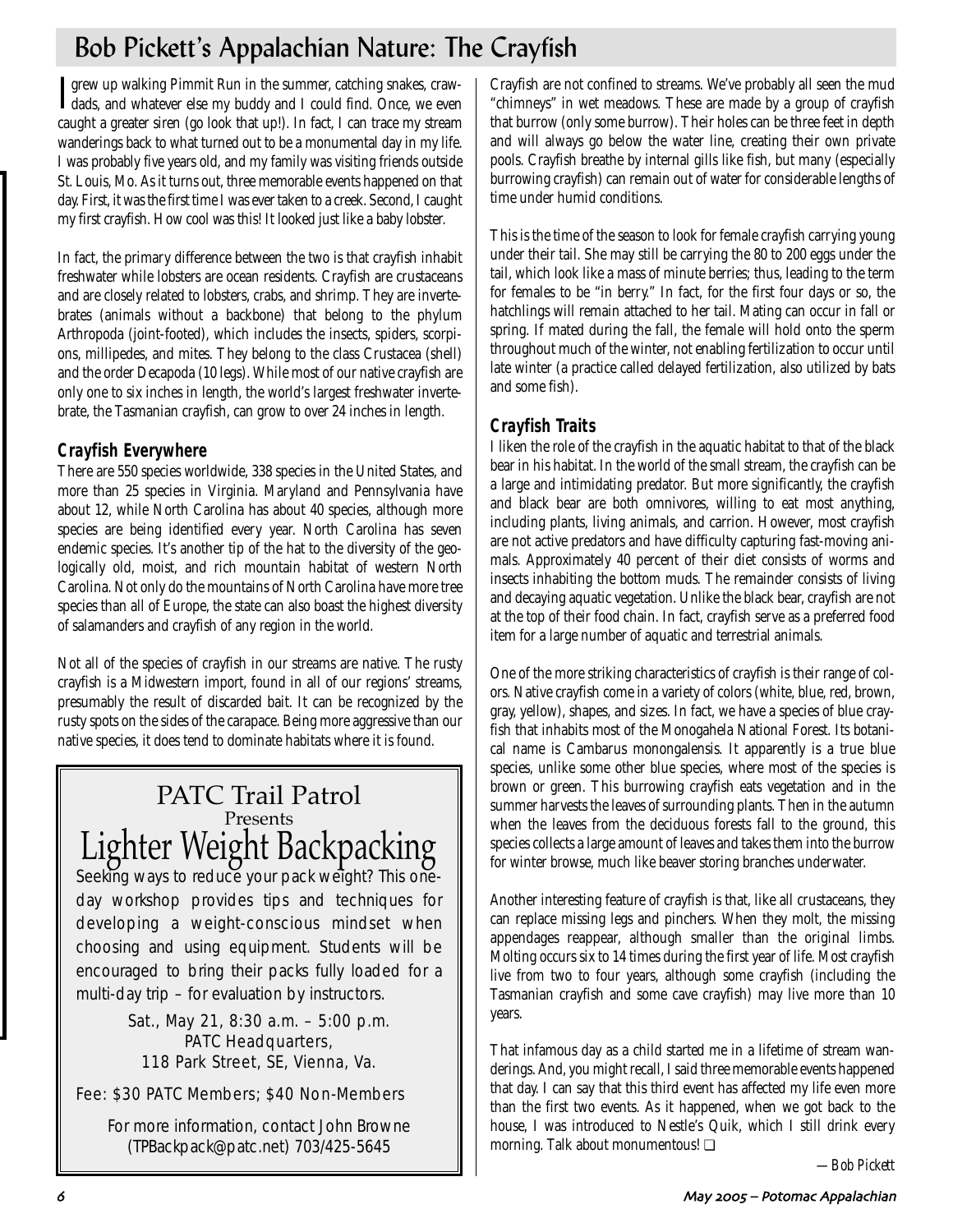# Bob Pickett's Appalachian Nature: The Crayfish

I grew up walking Pimmit Run in the summer, catching snakes, crawdads, and whatever else my buddy and I could find. Once, we even caught a greater siren (go look that up!). In fact, I can trace my stream wanderings back to what turned out to be a monumental day in my life. I was probably five years old, and my family was visiting friends outside St. Louis, Mo. As it turns out, three memorable events happened on that day. First, it was the first time I was ever taken to a creek. Second, I caught my first crayfish. How cool was this! It looked just like a baby lobster.

In fact, the primary difference between the two is that crayfish inhabit freshwater while lobsters are ocean residents. Crayfish are crustaceans and are closely related to lobsters, crabs, and shrimp. They are invertebrates (animals without a backbone) that belong to the phylum Arthropoda (joint-footed), which includes the insects, spiders, scorpions, millipedes, and mites. They belong to the class Crustacea (shell) and the order Decapoda (10 legs). While most of our native crayfish are only one to six inches in length, the world's largest freshwater invertebrate, the Tasmanian crayfish, can grow to over 24 inches in length.

### Crayfish Everywhere

There are 550 species worldwide, 338 species in the United States, and more than 25 species in Virginia. Maryland and Pennsylvania have about 12, while North Carolina has about 40 species, although more species are being identified every year. North Carolina has seven endemic species. It's another tip of the hat to the diversity of the geologically old, moist, and rich mountain habitat of western North Carolina. Not only do the mountains of North Carolina have more tree species than all of Europe, the state can also boast the highest diversity of salamanders and crayfish of any region in the world.

Not all of the species of crayfish in our streams are native. The rusty crayfish is a Midwestern import, found in all of our regions' streams, presumably the result of discarded bait. It can be recognized by the rusty spots on the sides of the carapace. Being more aggressive than our native species, it does tend to dominate habitats where it is found.

> ## PATC Trail Patrol
> Presents
> ## Lighter Weight Backpacking
>
> Seeking ways to reduce your pack weight? This one-day workshop provides tips and techniques for developing a weight-conscious mindset when choosing and using equipment. Students will be encouraged to bring their packs fully loaded for a multi-day trip – for evaluation by instructors.
>
> Sat., May 21, 8:30 a.m. – 5:00 p.m.
> PATC Headquarters,
> 118 Park Street, SE, Vienna, Va.
>
> Fee: $30 PATC Members; $40 Non-Members
>
> For more information, contact John Browne (TPBackpack@patc.net) 703/425-5645

Crayfish are not confined to streams. We've probably all seen the mud "chimneys" in wet meadows. These are made by a group of crayfish that burrow (only some burrow). Their holes can be three feet in depth and will always go below the water line, creating their own private pools. Crayfish breathe by internal gills like fish, but many (especially burrowing crayfish) can remain out of water for considerable lengths of time under humid conditions.

This is the time of the season to look for female crayfish carrying young under their tail. She may still be carrying the 80 to 200 eggs under the tail, which look like a mass of minute berries; thus, leading to the term for females to be "in berry." In fact, for the first four days or so, the hatchlings will remain attached to her tail. Mating can occur in fall or spring. If mated during the fall, the female will hold onto the sperm throughout much of the winter, not enabling fertilization to occur until late winter (a practice called delayed fertilization, also utilized by bats and some fish).

### Crayfish Traits

I liken the role of the crayfish in the aquatic habitat to that of the black bear in his habitat. In the world of the small stream, the crayfish can be a large and intimidating predator. But more significantly, the crayfish and black bear are both omnivores, willing to eat most anything, including plants, living animals, and carrion. However, most crayfish are not active predators and have difficulty capturing fast-moving animals. Approximately 40 percent of their diet consists of worms and insects inhabiting the bottom muds. The remainder consists of living and decaying aquatic vegetation. Unlike the black bear, crayfish are not at the top of their food chain. In fact, crayfish serve as a preferred food item for a large number of aquatic and terrestrial animals.

One of the more striking characteristics of crayfish is their range of colors. Native crayfish come in a variety of colors (white, blue, red, brown, gray, yellow), shapes, and sizes. In fact, we have a species of blue crayfish that inhabits most of the Monogahela National Forest. Its botanical name is Cambarus monongalensis. It apparently is a true blue species, unlike some other blue species, where most of the species is brown or green. This burrowing crayfish eats vegetation and in the summer harvests the leaves of surrounding plants. Then in the autumn when the leaves from the deciduous forests fall to the ground, this species collects a large amount of leaves and takes them into the burrow for winter browse, much like beaver storing branches underwater.

Another interesting feature of crayfish is that, like all crustaceans, they can replace missing legs and pinchers. When they molt, the missing appendages reappear, although smaller than the original limbs. Molting occurs six to 14 times during the first year of life. Most crayfish live from two to four years, although some crayfish (including the Tasmanian crayfish and some cave crayfish) may live more than 10 years.

That infamous day as a child started me in a lifetime of stream wanderings. And, you might recall, I said three memorable events happened that day. I can say that this third event has affected my life even more than the first two events. As it happened, when we got back to the house, I was introduced to Nestle's Quik, which I still drink every morning. Talk about monumentous! ❑

*—Bob Pickett*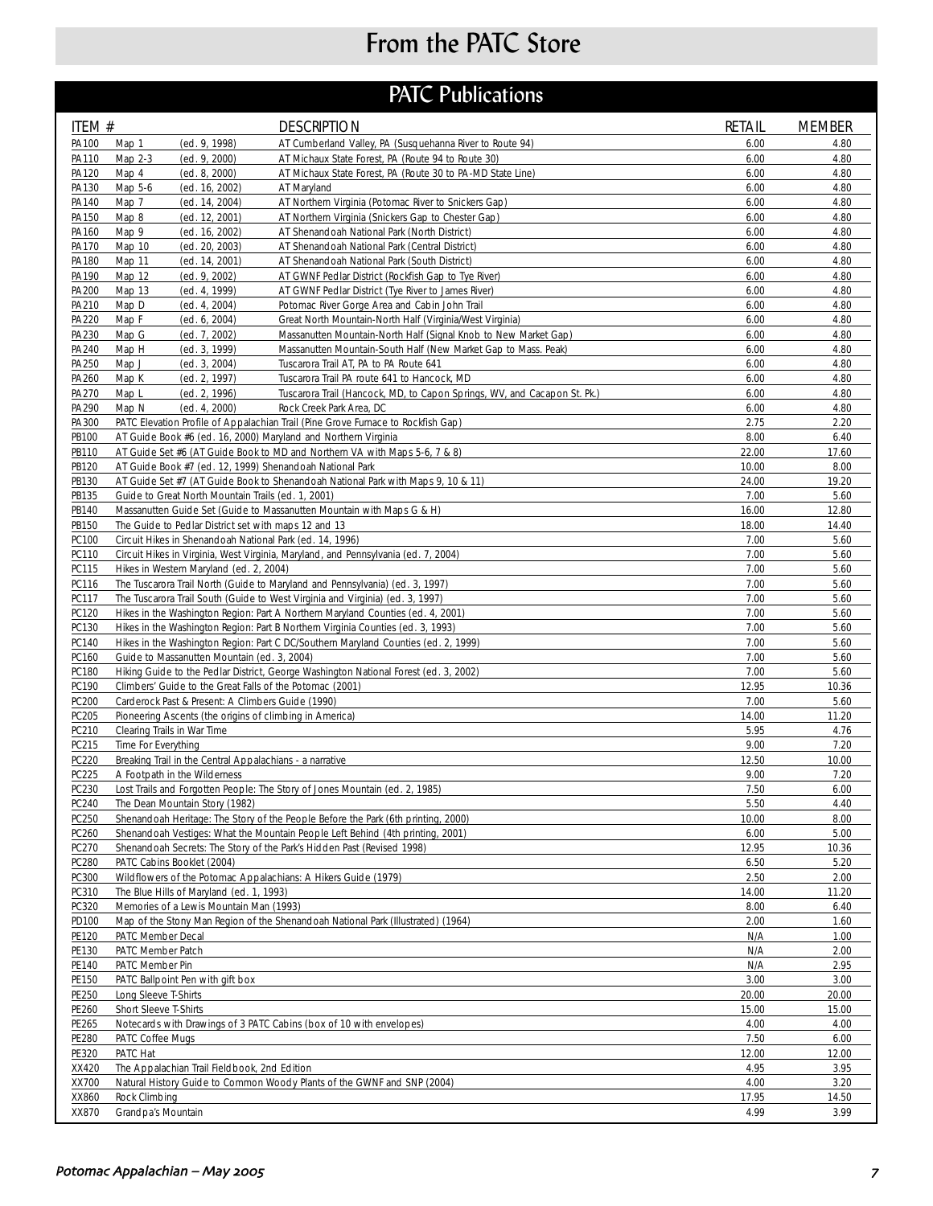# From the PATC Store

## PATC Publications

| ITEM # | DESCRIPTION | RETAIL | MEMBER |
|---|---|---|---|
| PA100 | Map 1 (ed. 9, 1998) AT Cumberland Valley, PA (Susquehanna River to Route 94) | 6.00 | 4.80 |
| PA110 | Map 2-3 (ed. 9, 2000) AT Michaux State Forest, PA (Route 94 to Route 30) | 6.00 | 4.80 |
| PA120 | Map 4 (ed. 8, 2000) AT Michaux State Forest, PA (Route 30 to PA-MD State Line) | 6.00 | 4.80 |
| PA130 | Map 5-6 (ed. 16, 2002) AT Maryland | 6.00 | 4.80 |
| PA140 | Map 7 (ed. 14, 2004) AT Northern Virginia (Potomac River to Snickers Gap) | 6.00 | 4.80 |
| PA150 | Map 8 (ed. 12, 2001) AT Northern Virginia (Snickers Gap to Chester Gap) | 6.00 | 4.80 |
| PA160 | Map 9 (ed. 16, 2002) AT Shenandoah National Park (North District) | 6.00 | 4.80 |
| PA170 | Map 10 (ed. 20, 2003) AT Shenandoah National Park (Central District) | 6.00 | 4.80 |
| PA180 | Map 11 (ed. 14, 2001) AT Shenandoah National Park (South District) | 6.00 | 4.80 |
| PA190 | Map 12 (ed. 9, 2002) AT GWNF Pedlar District (Rockfish Gap to Tye River) | 6.00 | 4.80 |
| PA200 | Map 13 (ed. 4, 1999) AT GWNF Pedlar District (Tye River to James River) | 6.00 | 4.80 |
| PA210 | Map D (ed. 4, 2004) Potomac River Gorge Area and Cabin John Trail | 6.00 | 4.80 |
| PA220 | Map F (ed. 6, 2004) Great North Mountain-North Half (Virginia/West Virginia) | 6.00 | 4.80 |
| PA230 | Map G (ed. 7, 2002) Massanutten Mountain-North Half (Signal Knob to New Market Gap) | 6.00 | 4.80 |
| PA240 | Map H (ed. 3, 1999) Massanutten Mountain-South Half (New Market Gap to Mass. Peak) | 6.00 | 4.80 |
| PA250 | Map J (ed. 3, 2004) Tuscarora Trail AT, PA to PA Route 641 | 6.00 | 4.80 |
| PA260 | Map K (ed. 2, 1997) Tuscarora Trail PA route 641 to Hancock, MD | 6.00 | 4.80 |
| PA270 | Map L (ed. 2, 1996) Tuscarora Trail (Hancock, MD, to Capon Springs, WV, and Cacapon St. Pk.) | 6.00 | 4.80 |
| PA290 | Map N (ed. 4, 2000) Rock Creek Park Area, DC | 6.00 | 4.80 |
| PA300 | PATC Elevation Profile of Appalachian Trail (Pine Grove Furnace to Rockfish Gap) | 2.75 | 2.20 |
| PB100 | AT Guide Book #6 (ed. 16, 2000) Maryland and Northern Virginia | 8.00 | 6.40 |
| PB110 | AT Guide Set #6 (AT Guide Book to MD and Northern VA with Maps 5-6, 7 & 8) | 22.00 | 17.60 |
| PB120 | AT Guide Book #7 (ed. 12, 1999) Shenandoah National Park | 10.00 | 8.00 |
| PB130 | AT Guide Set #7 (AT Guide Book to Shenandoah National Park with Maps 9, 10 & 11) | 24.00 | 19.20 |
| PB135 | Guide to Great North Mountain Trails (ed. 1, 2001) | 7.00 | 5.60 |
| PB140 | Massanutten Guide Set (Guide to Massanutten Mountain with Maps G & H) | 16.00 | 12.80 |
| PB150 | The Guide to Pedlar District set with maps 12 and 13 | 18.00 | 14.40 |
| PC100 | Circuit Hikes in Shenandoah National Park (ed. 14, 1996) | 7.00 | 5.60 |
| PC110 | Circuit Hikes in Virginia, West Virginia, Maryland, and Pennsylvania (ed. 7, 2004) | 7.00 | 5.60 |
| PC115 | Hikes in Western Maryland (ed. 2, 2004) | 7.00 | 5.60 |
| PC116 | The Tuscarora Trail North (Guide to Maryland and Pennsylvania) (ed. 3, 1997) | 7.00 | 5.60 |
| PC117 | The Tuscarora Trail South (Guide to West Virginia and Virginia) (ed. 3, 1997) | 7.00 | 5.60 |
| PC120 | Hikes in the Washington Region: Part A Northern Maryland Counties (ed. 4, 2001) | 7.00 | 5.60 |
| PC130 | Hikes in the Washington Region: Part B Northern Virginia Counties (ed. 3, 1993) | 7.00 | 5.60 |
| PC140 | Hikes in the Washington Region: Part C DC/Southern Maryland Counties (ed. 2, 1999) | 7.00 | 5.60 |
| PC160 | Guide to Massanutten Mountain (ed. 3, 2004) | 7.00 | 5.60 |
| PC180 | Hiking Guide to the Pedlar District, George Washington National Forest (ed. 3, 2002) | 7.00 | 5.60 |
| PC190 | Climbers' Guide to the Great Falls of the Potomac (2001) | 12.95 | 10.36 |
| PC200 | Carderock Past & Present: A Climbers Guide (1990) | 7.00 | 5.60 |
| PC205 | Pioneering Ascents (the origins of climbing in America) | 14.00 | 11.20 |
| PC210 | Clearing Trails in War Time | 5.95 | 4.76 |
| PC215 | Time For Everything | 9.00 | 7.20 |
| PC220 | Breaking Trail in the Central Appalachians - a narrative | 12.50 | 10.00 |
| PC225 | A Footpath in the Wilderness | 9.00 | 7.20 |
| PC230 | Lost Trails and Forgotten People: The Story of Jones Mountain (ed. 2, 1985) | 7.50 | 6.00 |
| PC240 | The Dean Mountain Story (1982) | 5.50 | 4.40 |
| PC250 | Shenandoah Heritage: The Story of the People Before the Park (6th printing, 2000) | 10.00 | 8.00 |
| PC260 | Shenandoah Vestiges: What the Mountain People Left Behind (4th printing, 2001) | 6.00 | 5.00 |
| PC270 | Shenandoah Secrets: The Story of the Park's Hidden Past (Revised 1998) | 12.95 | 10.36 |
| PC280 | PATC Cabins Booklet (2004) | 6.50 | 5.20 |
| PC300 | Wildflowers of the Potomac Appalachians: A Hikers Guide (1979) | 2.50 | 2.00 |
| PC310 | The Blue Hills of Maryland (ed. 1, 1993) | 14.00 | 11.20 |
| PC320 | Memories of a Lewis Mountain Man (1993) | 8.00 | 6.40 |
| PD100 | Map of the Stony Man Region of the Shenandoah National Park (Illustrated) (1964) | 2.00 | 1.60 |
| PE120 | PATC Member Decal | N/A | 1.00 |
| PE130 | PATC Member Patch | N/A | 2.00 |
| PE140 | PATC Member Pin | N/A | 2.95 |
| PE150 | PATC Ballpoint Pen with gift box | 3.00 | 3.00 |
| PE250 | Long Sleeve T-Shirts | 20.00 | 20.00 |
| PE260 | Short Sleeve T-Shirts | 15.00 | 15.00 |
| PE265 | Notecards with Drawings of 3 PATC Cabins (box of 10 with envelopes) | 4.00 | 4.00 |
| PE280 | PATC Coffee Mugs | 7.50 | 6.00 |
| PE320 | PATC Hat | 12.00 | 12.00 |
| XX420 | The Appalachian Trail Fieldbook, 2nd Edition | 4.95 | 3.95 |
| XX700 | Natural History Guide to Common Woody Plants of the GWNF and SNP (2004) | 4.00 | 3.20 |
| XX860 | Rock Climbing | 17.95 | 14.50 |
| XX870 | Grandpa's Mountain | 4.99 | 3.99 |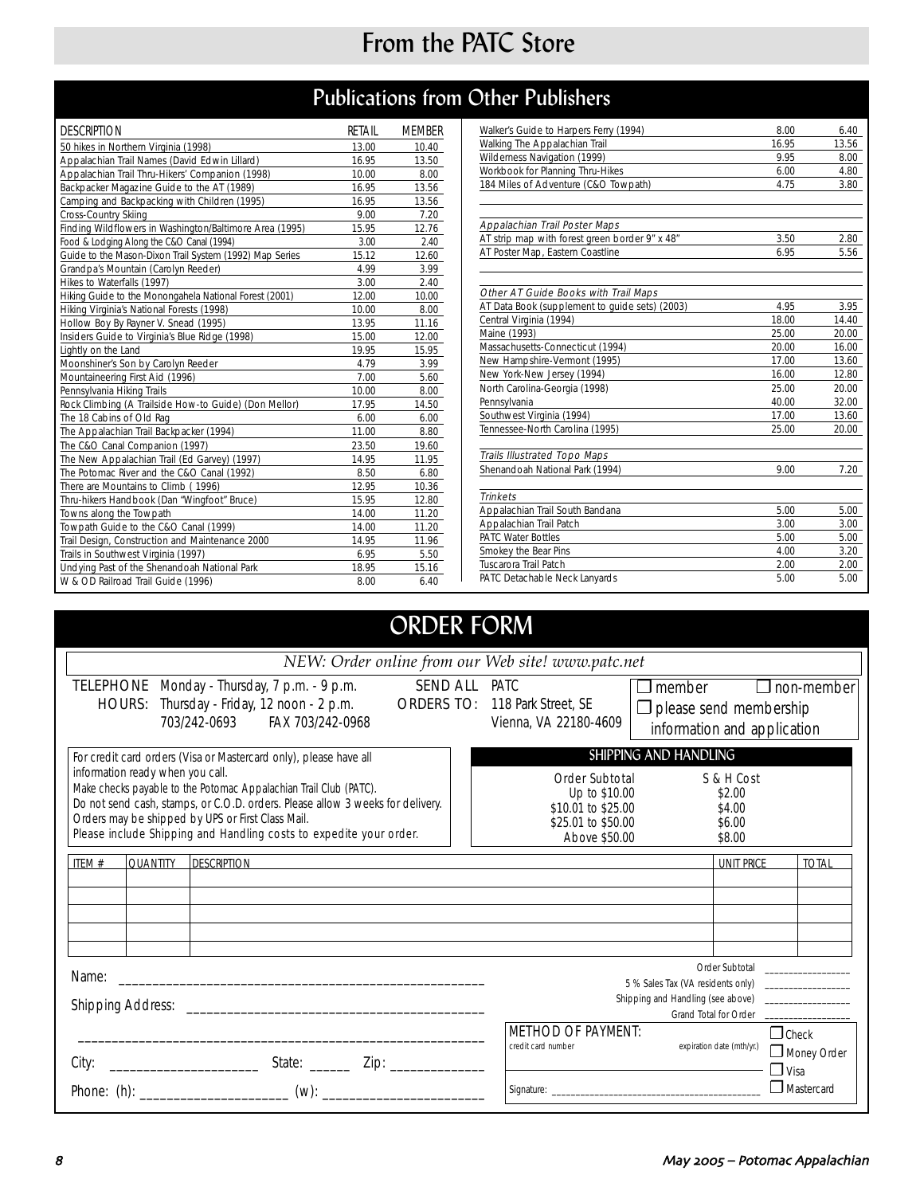# From the PATC Store

## Publications from Other Publishers

| DESCRIPTION | RETAIL | MEMBER |
|---|---|---|
| 50 hikes in Northern Virginia (1998) | 13.00 | 10.40 |
| Appalachian Trail Names (David Edwin Lillard) | 16.95 | 13.50 |
| Appalachian Trail Thru-Hikers' Companion (1998) | 10.00 | 8.00 |
| Backpacker Magazine Guide to the AT (1989) | 16.95 | 13.56 |
| Camping and Backpacking with Children (1995) | 16.95 | 13.56 |
| Cross-Country Skiing | 9.00 | 7.20 |
| Finding Wildflowers in Washington/Baltimore Area (1995) | 15.95 | 12.76 |
| Food & Lodging Along the C&O Canal (1994) | 3.00 | 2.40 |
| Guide to the Mason-Dixon Trail System (1992) Map Series | 15.12 | 12.60 |
| Grandpa's Mountain (Carolyn Reeder) | 4.99 | 3.99 |
| Hikes to Waterfalls (1997) | 3.00 | 2.40 |
| Hiking Guide to the Monongahela National Forest (2001) | 12.00 | 10.00 |
| Hiking Virginia's National Forests (1998) | 10.00 | 8.00 |
| Hollow Boy By Rayner V. Snead (1995) | 13.95 | 11.16 |
| Insiders Guide to Virginia's Blue Ridge (1998) | 15.00 | 12.00 |
| Lightly on the Land | 19.95 | 15.95 |
| Moonshiner's Son by Carolyn Reeder | 4.79 | 3.99 |
| Mountaineering First Aid (1996) | 7.00 | 5.60 |
| Pennsylvania Hiking Trails | 10.00 | 8.00 |
| Rock Climbing (A Trailside How-to Guide) (Don Mellor) | 17.95 | 14.50 |
| The 18 Cabins of Old Rag | 6.00 | 6.00 |
| The Appalachian Trail Backpacker (1994) | 11.00 | 8.80 |
| The C&O Canal Companion (1997) | 23.50 | 19.60 |
| The New Appalachian Trail (Ed Garvey) (1997) | 14.95 | 11.95 |
| The Potomac River and the C&O Canal (1992) | 8.50 | 6.80 |
| There are Mountains to Climb (1996) | 12.95 | 10.36 |
| Thru-hikers Handbook (Dan "Wingfoot" Bruce) | 15.95 | 12.80 |
| Towns along the Towpath | 14.00 | 11.20 |
| Towpath Guide to the C&O Canal (1999) | 14.00 | 11.20 |
| Trail Design, Construction and Maintenance 2000 | 14.95 | 11.96 |
| Trails in Southwest Virginia (1997) | 6.95 | 5.50 |
| Undying Past of the Shenandoah National Park | 18.95 | 15.16 |
| W & OD Railroad Trail Guide (1996) | 8.00 | 6.40 |
| Walker's Guide to Harpers Ferry (1994) | 8.00 | 6.40 |
| Walking The Appalachian Trail | 16.95 | 13.56 |
| Wilderness Navigation (1999) | 9.95 | 8.00 |
| Workbook for Planning Thru-Hikes | 6.00 | 4.80 |
| 184 Miles of Adventure (C&O Towpath) | 4.75 | 3.80 |
| *Appalachian Trail Poster Maps* | | |
| AT strip map with forest green border 9" x 48" | 3.50 | 2.80 |
| AT Poster Map, Eastern Coastline | 6.95 | 5.56 |
| *Other AT Guide Books with Trail Maps* | | |
| AT Data Book (supplement to guide sets) (2003) | 4.95 | 3.95 |
| Central Virginia (1994) | 18.00 | 14.40 |
| Maine (1993) | 25.00 | 20.00 |
| Massachusetts-Connecticut (1994) | 20.00 | 16.00 |
| New Hampshire-Vermont (1995) | 17.00 | 13.60 |
| New York-New Jersey (1994) | 16.00 | 12.80 |
| North Carolina-Georgia (1998) | 25.00 | 20.00 |
| Pennsylvania | 40.00 | 32.00 |
| Southwest Virginia (1994) | 17.00 | 13.60 |
| Tennessee-North Carolina (1995) | 25.00 | 20.00 |
| *Trails Illustrated Topo Maps* | | |
| Shenandoah National Park (1994) | 9.00 | 7.20 |
| *Trinkets* | | |
| Appalachian Trail South Bandana | 5.00 | 5.00 |
| Appalachian Trail Patch | 3.00 | 3.00 |
| PATC Water Bottles | 5.00 | 5.00 |
| Smokey the Bear Pins | 4.00 | 3.20 |
| Tuscarora Trail Patch | 2.00 | 2.00 |
| PATC Detachable Neck Lanyards | 5.00 | 5.00 |

## ORDER FORM

*NEW: Order online from our Web site! www.patc.net*

TELEPHONE HOURS: Monday - Thursday, 7 p.m. - 9 p.m. Thursday - Friday, 12 noon - 2 p.m. 703/242-0693 FAX 703/242-0968

SEND ALL ORDERS TO: PATC 118 Park Street, SE Vienna, VA 22180-4609

☐ member ☐ non-member
☐ please send membership information and application

For credit card orders (Visa or Mastercard only), please have all information ready when you call.
Make checks payable to the Potomac Appalachian Trail Club (PATC).
Do not send cash, stamps, or C.O.D. orders. Please allow 3 weeks for delivery.
Orders may be shipped by UPS or First Class Mail.
Please include Shipping and Handling costs to expedite your order.

### SHIPPING AND HANDLING

| Order Subtotal | S & H Cost |
|---|---|
| Up to $10.00 | $2.00 |
| $10.01 to $25.00 | $4.00 |
| $25.01 to $50.00 | $6.00 |
| Above $50.00 | $8.00 |

| ITEM # | QUANTITY | DESCRIPTION | UNIT PRICE | TOTAL |
|---|---|---|---|---|
| | | | | |
| | | | | |
| | | | | |
| | | | | |
| | | | | |

Order Subtotal ________________
5 % Sales Tax (VA residents only) ________________
Shipping and Handling (see above) ________________
Grand Total for Order ________________

Name: ________________________________________________

Shipping Address: ______________________________________

________________________________________________________

City: ____________________ State: ______ Zip: ____________

Phone: (h): ____________________ (w): ____________________

METHOD OF PAYMENT:
credit card number ________________ expiration date (mth/yr.) ________
Signature: ________________________________

☐ Check
☐ Money Order
☐ Visa
☐ Mastercard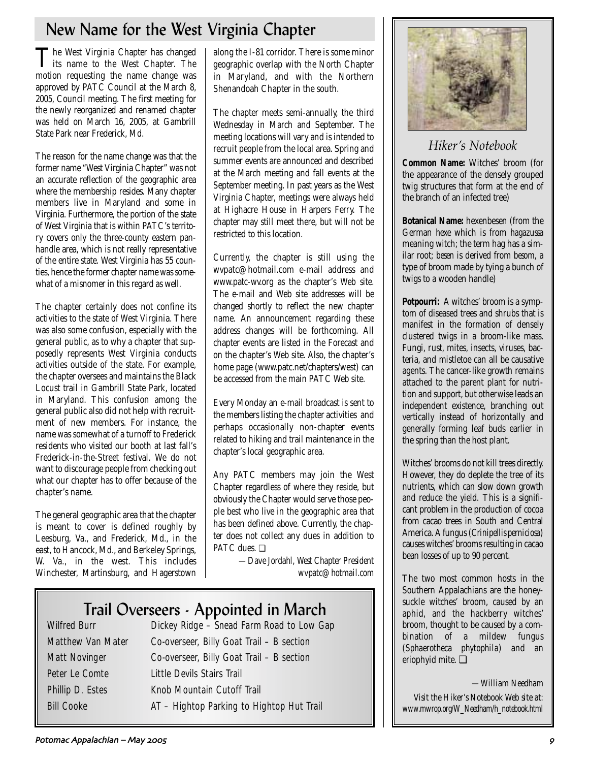## New Name for the West Virginia Chapter

The West Virginia Chapter has changed its name to the West Chapter. The motion requesting the name change was approved by PATC Council at the March 8, 2005, Council meeting. The first meeting for the newly reorganized and renamed chapter was held on March 16, 2005, at Gambrill State Park near Frederick, Md.

The reason for the name change was that the former name "West Virginia Chapter" was not an accurate reflection of the geographic area where the membership resides. Many chapter members live in Maryland and some in Virginia. Furthermore, the portion of the state of West Virginia that is within PATC's territory covers only the three-county eastern panhandle area, which is not really representative of the entire state. West Virginia has 55 counties, hence the former chapter name was somewhat of a misnomer in this regard as well.

The chapter certainly does not confine its activities to the state of West Virginia. There was also some confusion, especially with the general public, as to why a chapter that supposedly represents West Virginia conducts activities outside of the state. For example, the chapter oversees and maintains the Black Locust trail in Gambrill State Park, located in Maryland. This confusion among the general public also did not help with recruitment of new members. For instance, the name was somewhat of a turnoff to Frederick residents who visited our booth at last fall's Frederick-in-the-Street festival. We do not want to discourage people from checking out what our chapter has to offer because of the chapter's name.

The general geographic area that the chapter is meant to cover is defined roughly by Leesburg, Va., and Frederick, Md., in the east, to Hancock, Md., and Berkeley Springs, W. Va., in the west. This includes Winchester, Martinsburg, and Hagerstown along the I-81 corridor. There is some minor geographic overlap with the North Chapter in Maryland, and with the Northern Shenandoah Chapter in the south.

The chapter meets semi-annually, the third Wednesday in March and September. The meeting locations will vary and is intended to recruit people from the local area. Spring and summer events are announced and described at the March meeting and fall events at the September meeting. In past years as the West Virginia Chapter, meetings were always held at Highacre House in Harpers Ferry. The chapter may still meet there, but will not be restricted to this location.

Currently, the chapter is still using the wvpatc@hotmail.com e-mail address and www.patc-wv.org as the chapter's Web site. The e-mail and Web site addresses will be changed shortly to reflect the new chapter name. An announcement regarding these address changes will be forthcoming. All chapter events are listed in the Forecast and on the chapter's Web site. Also, the chapter's home page (www.patc.net/chapters/west) can be accessed from the main PATC Web site.

Every Monday an e-mail broadcast is sent to the members listing the chapter activities and perhaps occasionally non-chapter events related to hiking and trail maintenance in the chapter's local geographic area.

Any PATC members may join the West Chapter regardless of where they reside, but obviously the Chapter would serve those people best who live in the geographic area that has been defined above. Currently, the chapter does not collect any dues in addition to PATC dues. ❑

*—Dave Jordahl, West Chapter President*
*wvpatc@hotmail.com*

## Trail Overseers - Appointed in March

| | |
|---|---|
| Wilfred Burr | Dickey Ridge – Snead Farm Road to Low Gap |
| Matthew Van Mater | Co-overseer, Billy Goat Trail – B section |
| Matt Novinger | Co-overseer, Billy Goat Trail – B section |
| Peter Le Comte | Little Devils Stairs Trail |
| Phillip D. Estes | Knob Mountain Cutoff Trail |
| Bill Cooke | AT – Hightop Parking to Hightop Hut Trail |

### *Hiker's Notebook*

**Common Name:** Witches' broom (for the appearance of the densely grouped twig structures that form at the end of the branch of an infected tree)

**Botanical Name:** hexenbesen (from the German *hexe* which is from *hagazussa* meaning witch; the term hag has a similar root; *besen* is derived from *besom*, a type of broom made by tying a bunch of twigs to a wooden handle)

**Potpourri:** A witches' broom is a symptom of diseased trees and shrubs that is manifest in the formation of densely clustered twigs in a broom-like mass. Fungi, rust, mites, insects, viruses, bacteria, and mistletoe can all be causative agents. The cancer-like growth remains attached to the parent plant for nutrition and support, but otherwise leads an independent existence, branching out vertically instead of horizontally and generally forming leaf buds earlier in the spring than the host plant.

Witches' brooms do not kill trees directly. However, they do deplete the tree of its nutrients, which can slow down growth and reduce the yield. This is a significant problem in the production of cocoa from cacao trees in South and Central America. A fungus (*Crinipellis perniciosa*) causes witches' brooms resulting in cacao bean losses of up to 90 percent.

The two most common hosts in the Southern Appalachians are the honeysuckle witches' broom, caused by an aphid, and the hackberry witches' broom, thought to be caused by a combination of a mildew fungus (*Sphaerotheca phytophila*) and an eriophyid mite. ❑

*—William Needham*

*Visit the Hiker's Notebook Web site at: www.mwrop.org/W_Needham/h_notebook.html*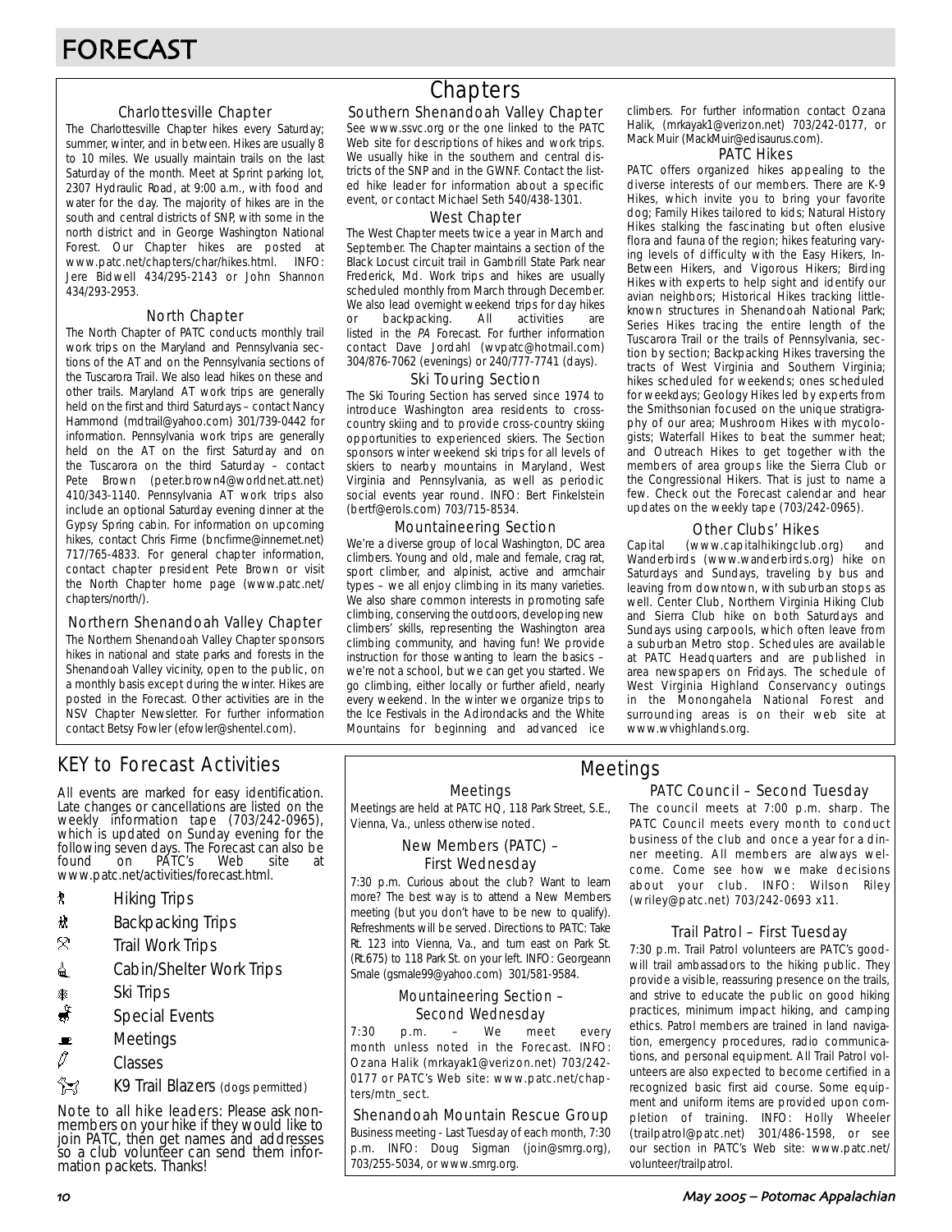# FORECAST

## Chapters

### Charlottesville Chapter

The Charlottesville Chapter hikes every Saturday; summer, winter, and in between. Hikes are usually 8 to 10 miles. We usually maintain trails on the last Saturday of the month. Meet at Sprint parking lot, 2307 Hydraulic Road, at 9:00 a.m., with food and water for the day. The majority of hikes are in the south and central districts of SNP, with some in the north district and in George Washington National Forest. Our Chapter hikes are posted at www.patc.net/chapters/char/hikes.html. INFO: Jere Bidwell 434/295-2143 or John Shannon 434/293-2953.

### North Chapter

The North Chapter of PATC conducts monthly trail work trips on the Maryland and Pennsylvania sections of the AT and on the Pennsylvania sections of the Tuscarora Trail. We also lead hikes on these and other trails. Maryland AT work trips are generally held on the first and third Saturdays – contact Nancy Hammond (mdtrail@yahoo.com) 301/739-0442 for information. Pennsylvania work trips are generally held on the AT on the first Saturday and on the Tuscarora on the third Saturday – contact Pete Brown (peter.brown4@worldnet.att.net) 410/343-1140. Pennsylvania AT work trips also include an optional Saturday evening dinner at the Gypsy Spring cabin. For information on upcoming hikes, contact Chris Firme (bncfirme@innernet.net) 717/765-4833. For general chapter information, contact chapter president Pete Brown or visit the North Chapter home page (www.patc.net/chapters/north/).

### Northern Shenandoah Valley Chapter

The Northern Shenandoah Valley Chapter sponsors hikes in national and state parks and forests in the Shenandoah Valley vicinity, open to the public, on a monthly basis except during the winter. Hikes are posted in the Forecast. Other activities are in the NSV Chapter Newsletter. For further information contact Betsy Fowler (efowler@shentel.com).

### Southern Shenandoah Valley Chapter

See www.ssvc.org or the one linked to the PATC Web site for descriptions of hikes and work trips. We usually hike in the southern and central districts of the SNP and in the GWNF. Contact the listed hike leader for information about a specific event, or contact Michael Seth 540/438-1301.

### West Chapter

The West Chapter meets twice a year in March and September. The Chapter maintains a section of the Black Locust circuit trail in Gambrill State Park near Frederick, Md. Work trips and hikes are usually scheduled monthly from March through December. We also lead overnight weekend trips for day hikes or backpacking. All activities are listed in the *PA* Forecast. For further information contact Dave Jordahl (wvpatc@hotmail.com) 304/876-7062 (evenings) or 240/777-7741 (days).

### Ski Touring Section

The Ski Touring Section has served since 1974 to introduce Washington area residents to cross-country skiing and to provide cross-country skiing opportunities to experienced skiers. The Section sponsors winter weekend ski trips for all levels of skiers to nearby mountains in Maryland, West Virginia and Pennsylvania, as well as periodic social events year round. INFO: Bert Finkelstein (bertf@erols.com) 703/715-8534.

### Mountaineering Section

We're a diverse group of local Washington, DC area climbers. Young and old, male and female, crag rat, sport climber, and alpinist, active and armchair types – we all enjoy climbing in its many varieties. We also share common interests in promoting safe climbing, conserving the outdoors, developing new climbers' skills, representing the Washington area climbing community, and having fun! We provide instruction for those wanting to learn the basics – we're not a school, but we can get you started. We go climbing, either locally or further afield, nearly every weekend. In the winter we organize trips to the Ice Festivals in the Adirondacks and the White Mountains for beginning and advanced ice climbers. For further information contact Ozana Halik, (mrkayak1@verizon.net) 703/242-0177, or Mack Muir (MackMuir@edisaurus.com).

### PATC Hikes

PATC offers organized hikes appealing to the diverse interests of our members. There are K-9 Hikes, which invite you to bring your favorite dog; Family Hikes tailored to kids; Natural History Hikes stalking the fascinating but often elusive flora and fauna of the region; hikes featuring varying levels of difficulty with the Easy Hikers, In-Between Hikers, and Vigorous Hikers; Birding Hikes with experts to help sight and identify our avian neighbors; Historical Hikes tracking little-known structures in Shenandoah National Park; Series Hikes tracing the entire length of the Tuscarora Trail or the trails of Pennsylvania, section by section; Backpacking Hikes traversing the tracts of West Virginia and Southern Virginia; hikes scheduled for weekends; ones scheduled for weekdays; Geology Hikes led by experts from the Smithsonian focused on the unique stratigraphy of our area; Mushroom Hikes with mycologists; Waterfall Hikes to beat the summer heat; and Outreach Hikes to get together with the members of area groups like the Sierra Club or the Congressional Hikers. That is just to name a few. Check out the Forecast calendar and hear updates on the weekly tape (703/242-0965).

### Other Clubs' Hikes

Capital (www.capitalhikingclub.org) and Wanderbirds (www.wanderbirds.org) hike on Saturdays and Sundays, traveling by bus and leaving from downtown, with suburban stops as well. Center Club, Northern Virginia Hiking Club and Sierra Club hike on both Saturdays and Sundays using carpools, which often leave from a suburban Metro stop. Schedules are available at PATC Headquarters and are published in area newspapers on Fridays. The schedule of West Virginia Highland Conservancy outings in the Monongahela National Forest and surrounding areas is on their web site at www.wvhighlands.org.

## KEY to Forecast Activities

All events are marked for easy identification. Late changes or cancellations are listed on the weekly information tape (703/242-0965), which is updated on Sunday evening for the following seven days. The Forecast can also be found on PATC's Web site at www.patc.net/activities/forecast.html.

- Hiking Trips
- Backpacking Trips
- Trail Work Trips
- Cabin/Shelter Work Trips
- Ski Trips
- Special Events
- Meetings
- Classes
- K9 Trail Blazers (dogs permitted)

Note to all hike leaders: Please ask nonmembers on your hike if they would like to join PATC, then get names and addresses so a club volunteer can send them information packets. Thanks!

## Meetings

### Meetings

Meetings are held at PATC HQ, 118 Park Street, S.E., Vienna, Va., unless otherwise noted.

### New Members (PATC) – First Wednesday

7:30 p.m. Curious about the club? Want to learn more? The best way is to attend a New Members meeting (but you don't have to be new to qualify). Refreshments will be served. Directions to PATC: Take Rt. 123 into Vienna, Va., and turn east on Park St. (Rt.675) to 118 Park St. on your left. INFO: Georgeann Smale (gsmale99@yahoo.com) 301/581-9584.

### Mountaineering Section – Second Wednesday

7:30 p.m. – We meet every month unless noted in the Forecast. INFO: Ozana Halik (mrkayak1@verizon.net) 703/242-0177 or PATC's Web site: www.patc.net/chapters/mtn_sect.

### Shenandoah Mountain Rescue Group

Business meeting - Last Tuesday of each month, 7:30 p.m. INFO: Doug Sigman (join@smrg.org), 703/255-5034, or www.smrg.org.

### PATC Council – Second Tuesday

The council meets at 7:00 p.m. sharp. The PATC Council meets every month to conduct business of the club and once a year for a dinner meeting. All members are always welcome. Come see how we make decisions about your club. INFO: Wilson Riley (wriley@patc.net) 703/242-0693 x11.

### Trail Patrol – First Tuesday

7:30 p.m. Trail Patrol volunteers are PATC's goodwill trail ambassadors to the hiking public. They provide a visible, reassuring presence on the trails, and strive to educate the public on good hiking practices, minimum impact hiking, and camping ethics. Patrol members are trained in land navigation, emergency procedures, radio communications, and personal equipment. All Trail Patrol volunteers are also expected to become certified in a recognized basic first aid course. Some equipment and uniform items are provided upon completion of training. INFO: Holly Wheeler (trailpatrol@patc.net) 301/486-1598, or see our section in PATC's Web site: www.patc.net/volunteer/trailpatrol.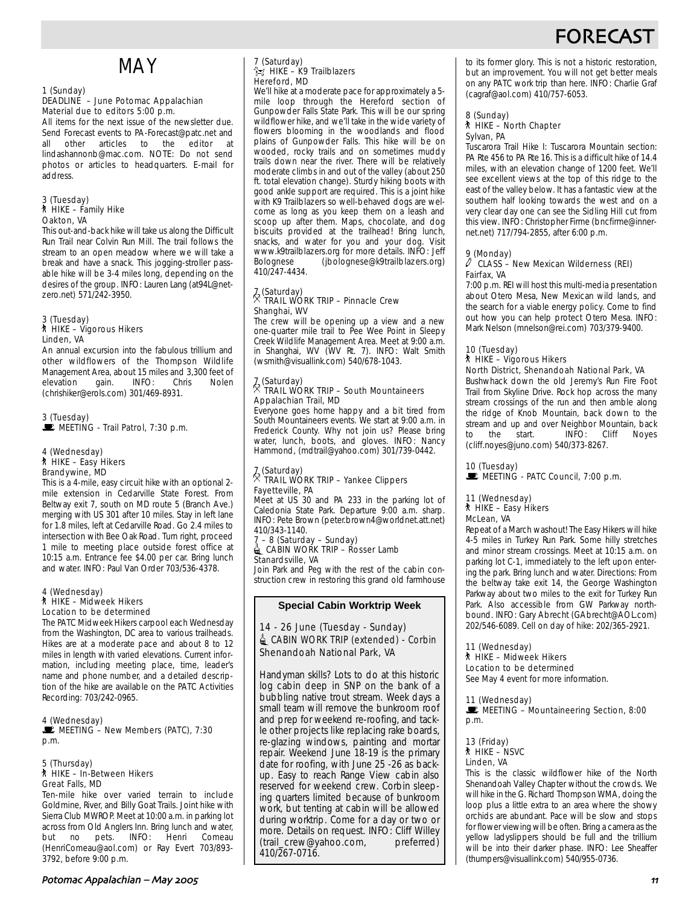# FORECAST

## MAY

**1 (Sunday)**
DEADLINE – June Potomac Appalachian Material due to editors 5:00 p.m.
All items for the next issue of the newsletter due. Send Forecast events to PA-Forecast@patc.net and all other articles to the editor at lindashannonb@mac.com. NOTE: Do not send photos or articles to headquarters. E-mail for address.

**3 (Tuesday)**
HIKE – Family Hike
Oakton, VA
This out-and-back hike will take us along the Difficult Run Trail near Colvin Run Mill. The trail follows the stream to an open meadow where we will take a break and have a snack. This jogging-stroller passable hike will be 3-4 miles long, depending on the desires of the group. INFO: Lauren Lang (at94L@net-zero.net) 571/242-3950.

**3 (Tuesday)**
HIKE – Vigorous Hikers
Linden, VA
An annual excursion into the fabulous trillium and other wildflowers of the Thompson Wildlife Management Area, about 15 miles and 3,300 feet of elevation gain. INFO: Chris Nolen (chrishiker@erols.com) 301/469-8931.

**3 (Tuesday)**
MEETING - Trail Patrol, 7:30 p.m.

**4 (Wednesday)**
HIKE – Easy Hikers
Brandywine, MD
This is a 4-mile, easy circuit hike with an optional 2-mile extension in Cedarville State Forest. From Beltway exit 7, south on MD route 5 (Branch Ave.) merging with US 301 after 10 miles. Stay in left lane for 1.8 miles, left at Cedarville Road. Go 2.4 miles to intersection with Bee Oak Road. Turn right, proceed 1 mile to meeting place outside forest office at 10:15 a.m. Entrance fee $4.00 per car. Bring lunch and water. INFO: Paul Van Order 703/536-4378.

**4 (Wednesday)**
HIKE – Midweek Hikers
Location to be determined
The PATC Midweek Hikers carpool each Wednesday from the Washington, DC area to various trailheads. Hikes are at a moderate pace and about 8 to 12 miles in length with varied elevations. Current information, including meeting place, time, leader's name and phone number, and a detailed description of the hike are available on the PATC Activities Recording: 703/242-0965.

**4 (Wednesday)**
MEETING – New Members (PATC), 7:30 p.m.

**5 (Thursday)**
HIKE – In-Between Hikers
Great Falls, MD
Ten-mile hike over varied terrain to include Goldmine, River, and Billy Goat Trails. Joint hike with Sierra Club MWROP. Meet at 10:00 a.m. in parking lot across from Old Anglers Inn. Bring lunch and water, but no pets. INFO: Henri Comeau (HenriComeau@aol.com) or Ray Evert 703/893-3792, before 9:00 p.m.

**7 (Saturday)**
HIKE – K9 Trailblazers
Hereford, MD
We'll hike at a moderate pace for approximately a 5-mile loop through the Hereford section of Gunpowder Falls State Park. This will be our spring wildflower hike, and we'll take in the wide variety of flowers blooming in the woodlands and flood plains of Gunpowder Falls. This hike will be on wooded, rocky trails and on sometimes muddy trails down near the river. There will be relatively moderate climbs in and out of the valley (about 250 ft. total elevation change). Sturdy hiking boots with good ankle support are required. This is a joint hike with K9 Trailblazers so well-behaved dogs are welcome as long as you keep them on a leash and scoop up after them. Maps, chocolate, and dog biscuits provided at the trailhead! Bring lunch, snacks, and water for you and your dog. Visit www.k9trailblazers.org for more details. INFO: Jeff Bolognese (jbolognese@k9trailblazers.org) 410/247-4434.

**7 (Saturday)**
TRAIL WORK TRIP – Pinnacle Crew
Shanghai, WV
The crew will be opening up a view and a new one-quarter mile trail to Pee Wee Point in Sleepy Creek Wildlife Management Area. Meet at 9:00 a.m. in Shanghai, WV (WV Rt. 7). INFO: Walt Smith (wsmith@visuallink.com) 540/678-1043.

**7 (Saturday)**
TRAIL WORK TRIP – South Mountaineers
Appalachian Trail, MD
Everyone goes home happy and a bit tired from South Mountaineers events. We start at 9:00 a.m. in Frederick County. Why not join us? Please bring water, lunch, boots, and gloves. INFO: Nancy Hammond, (mdtrail@yahoo.com) 301/739-0442.

**7 (Saturday)**
TRAIL WORK TRIP – Yankee Clippers
Fayetteville, PA
Meet at US 30 and PA 233 in the parking lot of Caledonia State Park. Departure 9:00 a.m. sharp. INFO: Pete Brown (peter.brown4@worldnet.att.net) 410/343-1140.

**7 – 8 (Saturday – Sunday)**
CABIN WORK TRIP – Rosser Lamb
Stanardsville, VA
Join Park and Peg with the rest of the cabin construction crew in restoring this grand old farmhouse to its former glory. This is not a historic restoration, but an improvement. You will not get better meals on any PATC work trip than here. INFO: Charlie Graf (cagraf@aol.com) 410/757-6053.

> **Special Cabin Worktrip Week**
>
> **14 - 26 June (Tuesday - Sunday)**
> CABIN WORK TRIP (extended) - Corbin
> Shenandoah National Park, VA
>
> Handyman skills? Lots to do at this historic log cabin deep in SNP on the bank of a bubbling native trout stream. Week days a small team will remove the bunkroom roof and prep for weekend re-roofing, and tackle other projects like replacing rake boards, re-glazing windows, painting and mortar repair. Weekend June 18-19 is the primary date for roofing, with June 25 -26 as backup. Easy to reach Range View cabin also reserved for weekend crew. Corbin sleeping quarters limited because of bunkroom work, but tenting at cabin will be allowed during worktrip. Come for a day or two or more. Details on request. INFO: Cliff Willey (trail_crew@yahoo.com, preferred) 410/267-0716.

**8 (Sunday)**
HIKE – North Chapter
Sylvan, PA
Tuscarora Trail Hike I: Tuscarora Mountain section: PA Rte 456 to PA Rte 16. This is a difficult hike of 14.4 miles, with an elevation change of 1200 feet. We'll see excellent views at the top of this ridge to the east of the valley below. It has a fantastic view at the southern half looking towards the west and on a very clear day one can see the Sidling Hill cut from this view. INFO: Christopher Firme (bncfirme@innernet.net) 717/794-2855, after 6:00 p.m.

**9 (Monday)**
CLASS – New Mexican Wilderness (REI)
Fairfax, VA
7:00 p.m. REI will host this multi-media presentation about Otero Mesa, New Mexican wild lands, and the search for a viable energy policy. Come to find out how you can help protect Otero Mesa. INFO: Mark Nelson (mnelson@rei.com) 703/379-9400.

**10 (Tuesday)**
HIKE – Vigorous Hikers
North District, Shenandoah National Park, VA
Bushwhack down the old Jeremy's Run Fire Foot Trail from Skyline Drive. Rock hop across the many stream crossings of the run and then amble along the ridge of Knob Mountain, back down to the stream and up and over Neighbor Mountain, back to the start. INFO: Cliff Noyes (cliff.noyes@juno.com) 540/373-8267.

**10 (Tuesday)**
MEETING - PATC Council, 7:00 p.m.

**11 (Wednesday)**
HIKE – Easy Hikers
McLean, VA
Repeat of a March washout! The Easy Hikers will hike 4-5 miles in Turkey Run Park. Some hilly stretches and minor stream crossings. Meet at 10:15 a.m. on parking lot C-1, immediately to the left upon entering the park. Bring lunch and water. Directions: From the beltway take exit 14, the George Washington Parkway about two miles to the exit for Turkey Run Park. Also accessible from GW Parkway northbound. INFO: Gary Abrecht (GAbrecht@AOL.com) 202/546-6089. Cell on day of hike: 202/365-2921.

**11 (Wednesday)**
HIKE – Midweek Hikers
Location to be determined
See May 4 event for more information.

**11 (Wednesday)**
MEETING – Mountaineering Section, 8:00 p.m.

**13 (Friday)**
HIKE – NSVC
Linden, VA
This is the classic wildflower hike of the North Shenandoah Valley Chapter without the crowds. We will hike in the G. Richard Thompson WMA, doing the loop plus a little extra to an area where the showy orchids are abundant. Pace will be slow and stops for flower viewing will be often. Bring a camera as the yellow ladyslippers should be full and the trillium will be into their darker phase. INFO: Lee Sheaffer (thumpers@visuallink.com) 540/955-0736.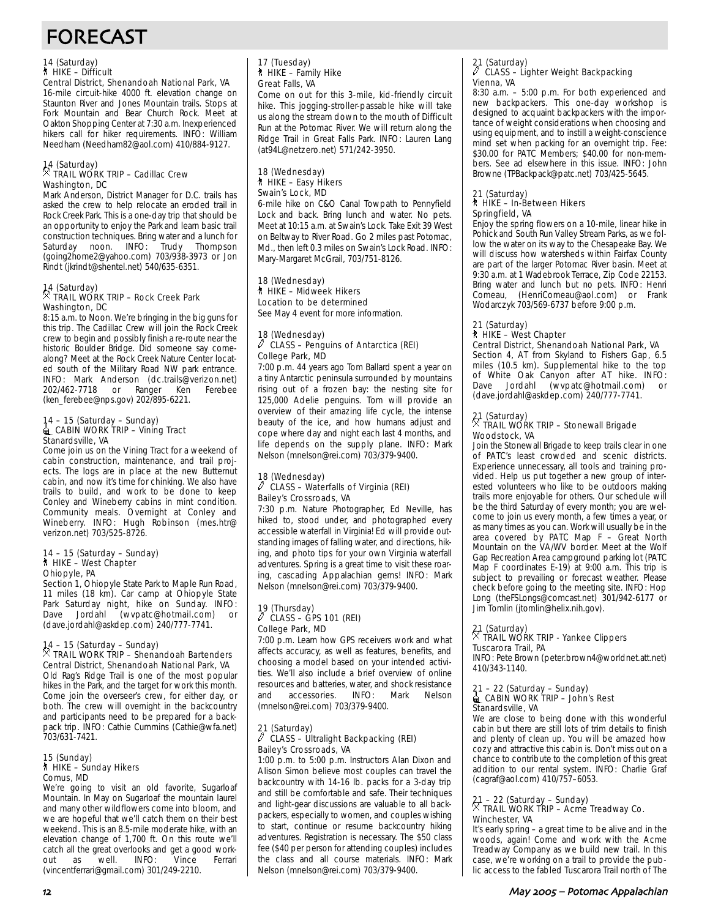# FORECAST

14 (Saturday)
HIKE – Difficult
Central District, Shenandoah National Park, VA
16-mile circuit-hike 4000 ft. elevation change on Staunton River and Jones Mountain trails. Stops at Fork Mountain and Bear Church Rock. Meet at Oakton Shopping Center at 7:30 a.m. Inexperienced hikers call for hiker requirements. INFO: William Needham (Needham82@aol.com) 410/884-9127.

14 (Saturday)
TRAIL WORK TRIP – Cadillac Crew
Washington, DC
Mark Anderson, District Manager for D.C. trails has asked the crew to help relocate an eroded trail in Rock Creek Park. This is a one-day trip that should be an opportunity to enjoy the Park and learn basic trail construction techniques. Bring water and a lunch for Saturday noon. INFO: Trudy Thompson (going2home2@yahoo.com) 703/938-3973 or Jon Rindt (jkrindt@shentel.net) 540/635-6351.

14 (Saturday)
TRAIL WORK TRIP – Rock Creek Park
Washington, DC
8:15 a.m. to Noon. We're bringing in the big guns for this trip. The Cadillac Crew will join the Rock Creek crew to begin and possibly finish a re-route near the historic Boulder Bridge. Did someone say come-along? Meet at the Rock Creek Nature Center located south of the Military Road NW park entrance. INFO: Mark Anderson (dc.trails@verizon.net) 202/462-7718 or Ranger Ken Ferebee (ken_ferebee@nps.gov) 202/895-6221.

14 – 15 (Saturday – Sunday)
CABIN WORK TRIP – Vining Tract
Stanardsville, VA
Come join us on the Vining Tract for a weekend of cabin construction, maintenance, and trail projects. The logs are in place at the new Butternut cabin, and now it's time for chinking. We also have trails to build, and work to be done to keep Conley and Wineberry cabins in mint condition. Community meals. Overnight at Conley and Wineberry. INFO: Hugh Robinson (mes.htr@verizon.net) 703/525-8726.

14 – 15 (Saturday – Sunday)
HIKE – West Chapter
Ohiopyle, PA
Section 1, Ohiopyle State Park to Maple Run Road, 11 miles (18 km). Car camp at Ohiopyle State Park Saturday night, hike on Sunday. INFO: Dave Jordahl (wvpatc@hotmail.com) or (dave.jordahl@askdep.com) 240/777-7741.

14 – 15 (Saturday – Sunday)
TRAIL WORK TRIP – Shenandoah Bartenders
Central District, Shenandoah National Park, VA
Old Rag's Ridge Trail is one of the most popular hikes in the Park, and the target for work this month. Come join the overseer's crew, for either day, or both. The crew will overnight in the backcountry and participants need to be prepared for a backpack trip. INFO: Cathie Cummins (Cathie@wfa.net) 703/631-7421.

15 (Sunday)
HIKE – Sunday Hikers
Comus, MD
We're going to visit an old favorite, Sugarloaf Mountain. In May on Sugarloaf the mountain laurel and many other wildflowers come into bloom, and we are hopeful that we'll catch them on their best weekend. This is an 8.5-mile moderate hike, with an elevation change of 1,700 ft. On this route we'll catch all the great overlooks and get a good workout as well. INFO: Vince Ferrari (vincentferrari@gmail.com) 301/249-2210.

17 (Tuesday)
HIKE – Family Hike
Great Falls, VA
Come on out for this 3-mile, kid-friendly circuit hike. This jogging-stroller-passable hike will take us along the stream down to the mouth of Difficult Run at the Potomac River. We will return along the Ridge Trail in Great Falls Park. INFO: Lauren Lang (at94L@netzero.net) 571/242-3950.

18 (Wednesday)
HIKE – Easy Hikers
Swain's Lock, MD
6-mile hike on C&O Canal Towpath to Pennyfield Lock and back. Bring lunch and water. No pets. Meet at 10:15 a.m. at Swain's Lock. Take Exit 39 West on Beltway to River Road. Go 2 miles past Potomac, Md., then left 0.3 miles on Swain's Lock Road. INFO: Mary-Margaret McGrail, 703/751-8126.

18 (Wednesday)
HIKE – Midweek Hikers
Location to be determined
See May 4 event for more information.

18 (Wednesday)
CLASS – Penguins of Antarctica (REI)
College Park, MD
7:00 p.m. 44 years ago Tom Ballard spent a year on a tiny Antarctic peninsula surrounded by mountains rising out of a frozen bay: the nesting site for 125,000 Adelie penguins. Tom will provide an overview of their amazing life cycle, the intense beauty of the ice, and how humans adjust and cope where day and night each last 4 months, and life depends on the supply plane. INFO: Mark Nelson (mnelson@rei.com) 703/379-9400.

18 (Wednesday)
CLASS – Waterfalls of Virginia (REI)
Bailey's Crossroads, VA
7:30 p.m. Nature Photographer, Ed Neville, has hiked to, stood under, and photographed every accessible waterfall in Virginia! Ed will provide outstanding images of falling water, and directions, hiking, and photo tips for your own Virginia waterfall adventures. Spring is a great time to visit these roaring, cascading Appalachian gems! INFO: Mark Nelson (mnelson@rei.com) 703/379-9400.

19 (Thursday)
CLASS – GPS 101 (REI)
College Park, MD
7:00 p.m. Learn how GPS receivers work and what affects accuracy, as well as features, benefits, and choosing a model based on your intended activities. We'll also include a brief overview of online resources and batteries, water, and shock resistance and accessories. INFO: Mark Nelson (mnelson@rei.com) 703/379-9400.

21 (Saturday)
CLASS – Ultralight Backpacking (REI)
Bailey's Crossroads, VA
1:00 p.m. to 5:00 p.m. Instructors Alan Dixon and Alison Simon believe most couples can travel the backcountry with 14-16 lb. packs for a 3-day trip and still be comfortable and safe. Their techniques and light-gear discussions are valuable to all backpackers, especially to women, and couples wishing to start, continue or resume backcountry hiking adventures. Registration is necessary. The $50 class fee ($40 per person for attending couples) includes the class and all course materials. INFO: Mark Nelson (mnelson@rei.com) 703/379-9400.

21 (Saturday)
CLASS – Lighter Weight Backpacking
Vienna, VA
8:30 a.m. – 5:00 p.m. For both experienced and new backpackers. This one-day workshop is designed to acquaint backpackers with the importance of weight considerations when choosing and using equipment, and to instill a weight-conscience mind set when packing for an overnight trip. Fee: $30.00 for PATC Members; $40.00 for non-members. See ad elsewhere in this issue. INFO: John Browne (TPBackpack@patc.net) 703/425-5645.

21 (Saturday)
HIKE – In-Between Hikers
Springfield, VA
Enjoy the spring flowers on a 10-mile, linear hike in Pohick and South Run Valley Stream Parks, as we follow the water on its way to the Chesapeake Bay. We will discuss how watersheds within Fairfax County are part of the larger Potomac River basin. Meet at 9:30 a.m. at 1 Wadebrook Terrace, Zip Code 22153. Bring water and lunch but no pets. INFO: Henri Comeau, (HenriComeau@aol.com) or Frank Wodarczyk 703/569-6737 before 9:00 p.m.

21 (Saturday)
HIKE – West Chapter
Central District, Shenandoah National Park, VA
Section 4, AT from Skyland to Fishers Gap, 6.5 miles (10.5 km). Supplemental hike to the top of White Oak Canyon after AT hike. INFO: Dave Jordahl (wvpatc@hotmail.com) or (dave.jordahl@askdep.com) 240/777-7741.

21 (Saturday)
TRAIL WORK TRIP – Stonewall Brigade
Woodstock, VA
Join the Stonewall Brigade to keep trails clear in one of PATC's least crowded and scenic districts. Experience unnecessary, all tools and training provided. Help us put together a new group of interested volunteers who like to be outdoors making trails more enjoyable for others. Our schedule will be the third Saturday of every month; you are welcome to join us every month, a few times a year, or as many times as you can. Work will usually be in the area covered by PATC Map F – Great North Mountain on the VA/WV border. Meet at the Wolf Gap Recreation Area campground parking lot (PATC Map F coordinates E-19) at 9:00 a.m. This trip is subject to prevailing or forecast weather. Please check before going to the meeting site. INFO: Hop Long (theFSLongs@comcast.net) 301/942-6177 or Jim Tomlin (jtomlin@helix.nih.gov).

21 (Saturday)
TRAIL WORK TRIP - Yankee Clippers
Tuscarora Trail, PA
INFO: Pete Brown (peter.brown4@worldnet.att.net) 410/343-1140.

21 – 22 (Saturday – Sunday)
CABIN WORK TRIP – John's Rest
Stanardsville, VA
We are close to being done with this wonderful cabin but there are still lots of trim details to finish and plenty of clean up. You will be amazed how cozy and attractive this cabin is. Don't miss out on a chance to contribute to the completion of this great addition to our rental system. INFO: Charlie Graf (cagraf@aol.com) 410/757–6053.

21 – 22 (Saturday – Sunday)
TRAIL WORK TRIP – Acme Treadway Co.
Winchester, VA
It's early spring – a great time to be alive and in the woods, again! Come and work with the Acme Treadway Company as we build new trail. In this case, we're working on a trail to provide the public access to the fabled Tuscarora Trail north of The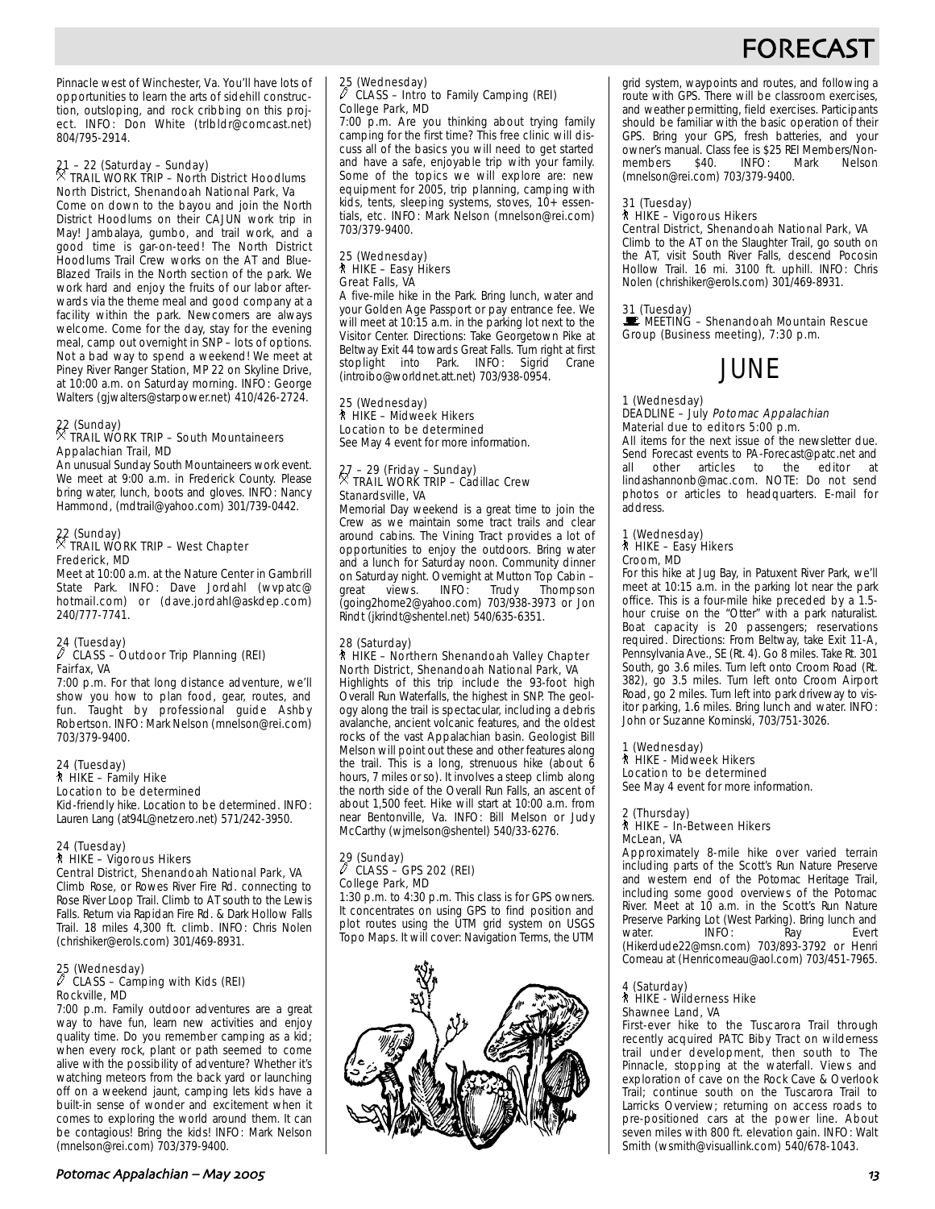Pinnacle west of Winchester, Va. You'll have lots of opportunities to learn the arts of sidehill construction, outsloping, and rock cribbing on this project. INFO: Don White (trlbldr@comcast.net) 804/795-2914.

21 – 22 (Saturday – Sunday)
TRAIL WORK TRIP – North District Hoodlums
North District, Shenandoah National Park, Va
Come on down to the bayou and join the North District Hoodlums on their CAJUN work trip in May! Jambalaya, gumbo, and trail work, and a good time is gar-on-teed! The North District Hoodlums Trail Crew works on the AT and Blue-Blazed Trails in the North section of the park. We work hard and enjoy the fruits of our labor afterwards via the theme meal and good company at a facility within the park. Newcomers are always welcome. Come for the day, stay for the evening meal, camp out overnight in SNP – lots of options. Not a bad way to spend a weekend! We meet at Piney River Ranger Station, MP 22 on Skyline Drive, at 10:00 a.m. on Saturday morning. INFO: George Walters (gjwalters@starpower.net) 410/426-2724.

22 (Sunday)
TRAIL WORK TRIP – South Mountaineers
Appalachian Trail, MD
An unusual Sunday South Mountaineers work event. We meet at 9:00 a.m. in Frederick County. Please bring water, lunch, boots and gloves. INFO: Nancy Hammond, (mdtrail@yahoo.com) 301/739-0442.

22 (Sunday)
TRAIL WORK TRIP – West Chapter
Frederick, MD
Meet at 10:00 a.m. at the Nature Center in Gambrill State Park. INFO: Dave Jordahl (wvpatc@hotmail.com) or (dave.jordahl@askdep.com) 240/777-7741.

24 (Tuesday)
CLASS – Outdoor Trip Planning (REI)
Fairfax, VA
7:00 p.m. For that long distance adventure, we'll show you how to plan food, gear, routes, and fun. Taught by professional guide Ashby Robertson. INFO: Mark Nelson (mnelson@rei.com) 703/379-9400.

24 (Tuesday)
HIKE – Family Hike
Location to be determined
Kid-friendly hike. Location to be determined. INFO: Lauren Lang (at94L@netzero.net) 571/242-3950.

24 (Tuesday)
HIKE – Vigorous Hikers
Central District, Shenandoah National Park, VA
Climb Rose, or Rowes River Fire Rd. connecting to Rose River Loop Trail. Climb to AT south to the Lewis Falls. Return via Rapidan Fire Rd. & Dark Hollow Falls Trail. 18 miles 4,300 ft. climb. INFO: Chris Nolen (chrishiker@erols.com) 301/469-8931.

25 (Wednesday)
CLASS – Camping with Kids (REI)
Rockville, MD
7:00 p.m. Family outdoor adventures are a great way to have fun, learn new activities and enjoy quality time. Do you remember camping as a kid; when every rock, plant or path seemed to come alive with the possibility of adventure? Whether it's watching meteors from the back yard or launching off on a weekend jaunt, camping lets kids have a built-in sense of wonder and excitement when it comes to exploring the world around them. It can be contagious! Bring the kids! INFO: Mark Nelson (mnelson@rei.com) 703/379-9400.

25 (Wednesday)
CLASS – Intro to Family Camping (REI)
College Park, MD
7:00 p.m. Are you thinking about trying family camping for the first time? This free clinic will discuss all of the basics you will need to get started and have a safe, enjoyable trip with your family. Some of the topics we will explore are: new equipment for 2005, trip planning, camping with kids, tents, sleeping systems, stoves, 10+ essentials, etc. INFO: Mark Nelson (mnelson@rei.com) 703/379-9400.

25 (Wednesday)
HIKE – Easy Hikers
Great Falls, VA
A five-mile hike in the Park. Bring lunch, water and your Golden Age Passport or pay entrance fee. We will meet at 10:15 a.m. in the parking lot next to the Visitor Center. Directions: Take Georgetown Pike at Beltway Exit 44 towards Great Falls. Turn right at first stoplight into Park. INFO: Sigrid Crane (introibo@worldnet.att.net) 703/938-0954.

25 (Wednesday)
HIKE – Midweek Hikers
Location to be determined
See May 4 event for more information.

27 – 29 (Friday – Sunday)
TRAIL WORK TRIP – Cadillac Crew
Stanardsville, VA
Memorial Day weekend is a great time to join the Crew as we maintain some tract trails and clear around cabins. The Vining Tract provides a lot of opportunities to enjoy the outdoors. Bring water and a lunch for Saturday noon. Community dinner on Saturday night. Overnight at Mutton Top Cabin – great views. INFO: Trudy Thompson (going2home2@yahoo.com) 703/938-3973 or Jon Rindt (jkrindt@shentel.net) 540/635-6351.

28 (Saturday)
HIKE – Northern Shenandoah Valley Chapter
North District, Shenandoah National Park, VA
Highlights of this trip include the 93-foot high Overall Run Waterfalls, the highest in SNP. The geology along the trail is spectacular, including a debris avalanche, ancient volcanic features, and the oldest rocks of the vast Appalachian basin. Geologist Bill Melson will point out these and other features along the trail. This is a long, strenuous hike (about 6 hours, 7 miles or so). It involves a steep climb along the north side of the Overall Run Falls, an ascent of about 1,500 feet. Hike will start at 10:00 a.m. from near Bentonville, Va. INFO: Bill Melson or Judy McCarthy (wjmelson@shentel) 540/33-6276.

29 (Sunday)
CLASS – GPS 202 (REI)
College Park, MD
1:30 p.m. to 4:30 p.m. This class is for GPS owners. It concentrates on using GPS to find position and plot routes using the UTM grid system on USGS Topo Maps. It will cover: Navigation Terms, the UTM grid system, waypoints and routes, and following a route with GPS. There will be classroom exercises, and weather permitting, field exercises. Participants should be familiar with the basic operation of their GPS. Bring your GPS, fresh batteries, and your owner's manual. Class fee is $25 REI Members/Non-members $40. INFO: Mark Nelson (mnelson@rei.com) 703/379-9400.

31 (Tuesday)
HIKE – Vigorous Hikers
Central District, Shenandoah National Park, VA
Climb to the AT on the Slaughter Trail, go south on the AT, visit South River Falls, descend Pocosin Hollow Trail. 16 mi. 3100 ft. uphill. INFO: Chris Nolen (chrishiker@erols.com) 301/469-8931.

31 (Tuesday)
MEETING – Shenandoah Mountain Rescue Group (Business meeting), 7:30 p.m.

# JUNE

1 (Wednesday)
DEADLINE – July *Potomac Appalachian*
Material due to editors 5:00 p.m.
All items for the next issue of the newsletter due. Send Forecast events to PA-Forecast@patc.net and all other articles to the editor at lindashannonb@mac.com. NOTE: Do not send photos or articles to headquarters. E-mail for address.

1 (Wednesday)
HIKE – Easy Hikers
Croom, MD
For this hike at Jug Bay, in Patuxent River Park, we'll meet at 10:15 a.m. in the parking lot near the park office. This is a four-mile hike preceded by a 1.5-hour cruise on the "Otter" with a park naturalist. Boat capacity is 20 passengers; reservations required. Directions: From Beltway, take Exit 11-A, Pennsylvania Ave., SE (Rt. 4). Go 8 miles. Take Rt. 301 South, go 3.6 miles. Turn left onto Croom Road (Rt. 382), go 3.5 miles. Turn left onto Croom Airport Road, go 2 miles. Turn left into park driveway to visitor parking, 1.6 miles. Bring lunch and water. INFO: John or Suzanne Kominski, 703/751-3026.

1 (Wednesday)
HIKE - Midweek Hikers
Location to be determined
See May 4 event for more information.

2 (Thursday)
HIKE – In-Between Hikers
McLean, VA
Approximately 8-mile hike over varied terrain including parts of the Scott's Run Nature Preserve and western end of the Potomac Heritage Trail, including some good overviews of the Potomac River. Meet at 10 a.m. in the Scott's Run Nature Preserve Parking Lot (West Parking). Bring lunch and water. INFO: Ray Evert (Hikerdude22@msn.com) 703/893-3792 or Henri Comeau at (Henricomeau@aol.com) 703/451-7965.

4 (Saturday)
HIKE - Wilderness Hike
Shawnee Land, VA
First-ever hike to the Tuscarora Trail through recently acquired PATC Biby Tract on wilderness trail under development, then south to The Pinnacle, stopping at the waterfall. Views and exploration of cave on the Rock Cave & Overlook Trail; continue south on the Tuscarora Trail to Larricks Overview; returning on access roads to pre-positioned cars at the power line. About seven miles with 800 ft. elevation gain. INFO: Walt Smith (wsmith@visuallink.com) 540/678-1043.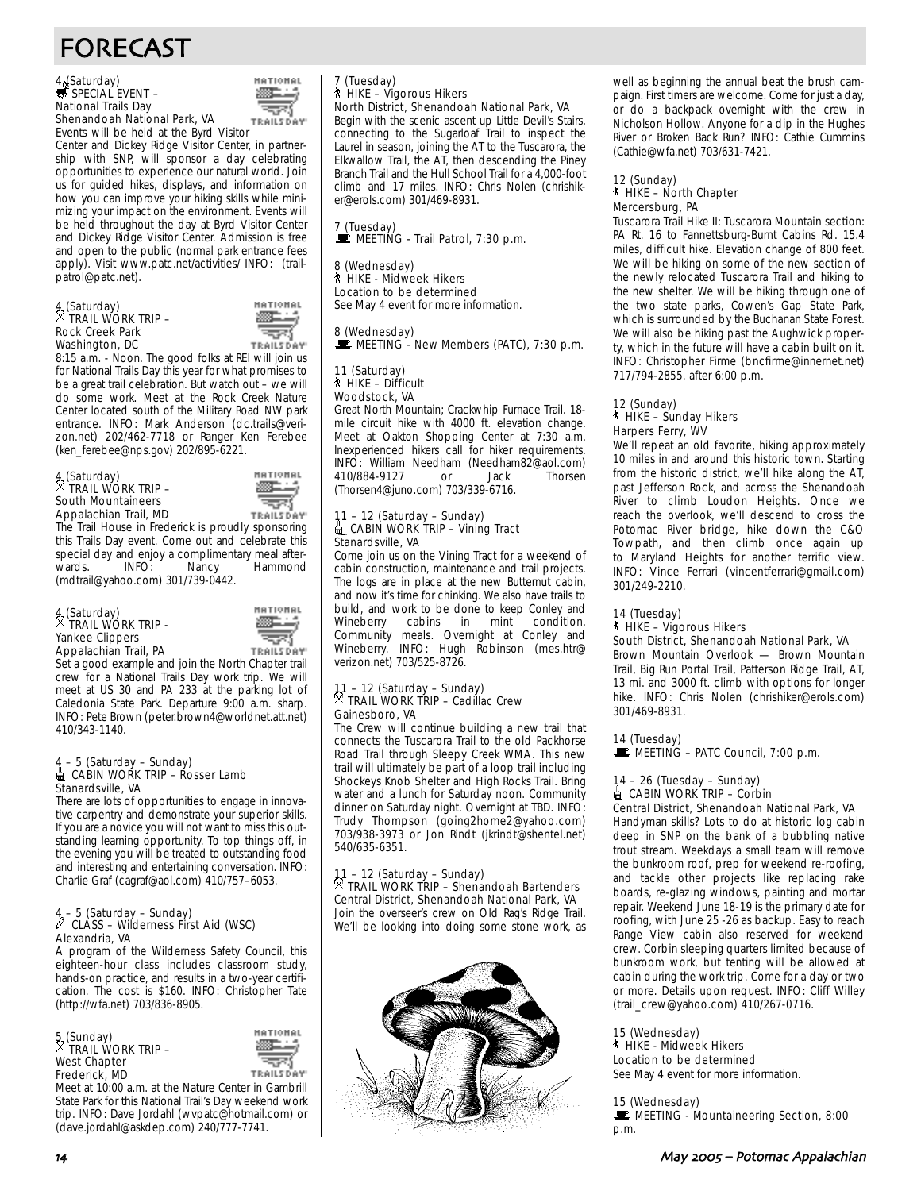# FORECAST

4 (Saturday)
SPECIAL EVENT –
National Trails Day
Shenandoah National Park, VA

Events will be held at the Byrd Visitor Center and Dickey Ridge Visitor Center, in partnership with SNP, will sponsor a day celebrating opportunities to experience our natural world. Join us for guided hikes, displays, and information on how you can improve your hiking skills while minimizing your impact on the environment. Events will be held throughout the day at Byrd Visitor Center and Dickey Ridge Visitor Center. Admission is free and open to the public (normal park entrance fees apply). Visit www.patc.net/activities/ INFO: (trailpatrol@patc.net).

4 (Saturday)
TRAIL WORK TRIP –
Rock Creek Park
Washington, DC

8:15 a.m. - Noon. The good folks at REI will join us for National Trails Day this year for what promises to be a great trail celebration. But watch out – we will do some work. Meet at the Rock Creek Nature Center located south of the Military Road NW park entrance. INFO: Mark Anderson (dc.trails@verizon.net) 202/462-7718 or Ranger Ken Ferebee (ken_ferebee@nps.gov) 202/895-6221.

4 (Saturday)
TRAIL WORK TRIP –
South Mountaineers
Appalachian Trail, MD

The Trail House in Frederick is proudly sponsoring this Trails Day event. Come out and celebrate this special day and enjoy a complimentary meal afterwards. INFO: Nancy Hammond (mdtrail@yahoo.com) 301/739-0442.

4 (Saturday)
TRAIL WORK TRIP -
Yankee Clippers
Appalachian Trail, PA

Set a good example and join the North Chapter trail crew for a National Trails Day work trip. We will meet at US 30 and PA 233 at the parking lot of Caledonia State Park. Departure 9:00 a.m. sharp. INFO: Pete Brown (peter.brown4@worldnet.att.net) 410/343-1140.

4 – 5 (Saturday – Sunday)
CABIN WORK TRIP – Rosser Lamb
Stanardsville, VA

There are lots of opportunities to engage in innovative carpentry and demonstrate your superior skills. If you are a novice you will not want to miss this outstanding learning opportunity. To top things off, in the evening you will be treated to outstanding food and interesting and entertaining conversation. INFO: Charlie Graf (cagraf@aol.com) 410/757–6053.

4 – 5 (Saturday – Sunday)
CLASS – Wilderness First Aid (WSC)
Alexandria, VA

A program of the Wilderness Safety Council, this eighteen-hour class includes classroom study, hands-on practice, and results in a two-year certification. The cost is $160. INFO: Christopher Tate (http://wfa.net) 703/836-8905.

5 (Sunday)
TRAIL WORK TRIP –
West Chapter
Frederick, MD

Meet at 10:00 a.m. at the Nature Center in Gambrill State Park for this National Trail's Day weekend work trip. INFO: Dave Jordahl (wvpatc@hotmail.com) or (dave.jordahl@askdep.com) 240/777-7741.

7 (Tuesday)
HIKE – Vigorous Hikers
North District, Shenandoah National Park, VA

Begin with the scenic ascent up Little Devil's Stairs, connecting to the Sugarloaf Trail to inspect the Laurel in season, joining the AT to the Tuscarora, the Elkwallow Trail, the AT, then descending the Piney Branch Trail and the Hull School Trail for a 4,000-foot climb and 17 miles. INFO: Chris Nolen (chrishiker@erols.com) 301/469-8931.

7 (Tuesday)
MEETING - Trail Patrol, 7:30 p.m.

8 (Wednesday)
HIKE - Midweek Hikers
Location to be determined
See May 4 event for more information.

8 (Wednesday)
MEETING - New Members (PATC), 7:30 p.m.

11 (Saturday)
HIKE – Difficult
Woodstock, VA

Great North Mountain; Crackwhip Furnace Trail. 18-mile circuit hike with 4000 ft. elevation change. Meet at Oakton Shopping Center at 7:30 a.m. Inexperienced hikers call for hiker requirements. INFO: William Needham (Needham82@aol.com) 410/884-9127 or Jack Thorsen (Thorsen4@juno.com) 703/339-6716.

11 – 12 (Saturday – Sunday)
CABIN WORK TRIP – Vining Tract
Stanardsville, VA

Come join us on the Vining Tract for a weekend of cabin construction, maintenance and trail projects. The logs are in place at the new Butternut cabin, and now it's time for chinking. We also have trails to build, and work to be done to keep Conley and Wineberry cabins in mint condition. Community meals. Overnight at Conley and Wineberry. INFO: Hugh Robinson (mes.htr@verizon.net) 703/525-8726.

11 – 12 (Saturday – Sunday)
TRAIL WORK TRIP – Cadillac Crew
Gainesboro, VA

The Crew will continue building a new trail that connects the Tuscarora Trail to the old Packhorse Road Trail through Sleepy Creek WMA. This new trail will ultimately be part of a loop trail including Shockeys Knob Shelter and High Rocks Trail. Bring water and a lunch for Saturday noon. Community dinner on Saturday night. Overnight at TBD. INFO: Trudy Thompson (going2home2@yahoo.com) 703/938-3973 or Jon Rindt (jkrindt@shentel.net) 540/635-6351.

11 – 12 (Saturday – Sunday)
TRAIL WORK TRIP – Shenandoah Bartenders
Central District, Shenandoah National Park, VA

Join the overseer's crew on Old Rag's Ridge Trail. We'll be looking into doing some stone work, as well as beginning the annual beat the brush campaign. First timers are welcome. Come for just a day, or do a backpack overnight with the crew in Nicholson Hollow. Anyone for a dip in the Hughes River or Broken Back Run? INFO: Cathie Cummins (Cathie@wfa.net) 703/631-7421.

12 (Sunday)
HIKE – North Chapter
Mercersburg, PA

Tuscarora Trail Hike II: Tuscarora Mountain section: PA Rt. 16 to Fannettsburg-Burnt Cabins Rd. 15.4 miles, difficult hike. Elevation change of 800 feet. We will be hiking on some of the new section of the newly relocated Tuscarora Trail and hiking to the new shelter. We will be hiking through one of the two state parks, Cowen's Gap State Park, which is surrounded by the Buchanan State Forest. We will also be hiking past the Aughwick property, which in the future will have a cabin built on it. INFO: Christopher Firme (bncfirme@innernet.net) 717/794-2855. after 6:00 p.m.

12 (Sunday)
HIKE – Sunday Hikers
Harpers Ferry, WV

We'll repeat an old favorite, hiking approximately 10 miles in and around this historic town. Starting from the historic district, we'll hike along the AT, past Jefferson Rock, and across the Shenandoah River to climb Loudon Heights. Once we reach the overlook, we'll descend to cross the Potomac River bridge, hike down the C&O Towpath, and then climb once again up to Maryland Heights for another terrific view. INFO: Vince Ferrari (vincentferrari@gmail.com) 301/249-2210.

14 (Tuesday)
HIKE – Vigorous Hikers
South District, Shenandoah National Park, VA

Brown Mountain Overlook — Brown Mountain Trail, Big Run Portal Trail, Patterson Ridge Trail, AT, 13 mi. and 3000 ft. climb with options for longer hike. INFO: Chris Nolen (chrishiker@erols.com) 301/469-8931.

14 (Tuesday)
MEETING – PATC Council, 7:00 p.m.

14 – 26 (Tuesday – Sunday)
CABIN WORK TRIP – Corbin
Central District, Shenandoah National Park, VA

Handyman skills? Lots to do at historic log cabin deep in SNP on the bank of a bubbling native trout stream. Weekdays a small team will remove the bunkroom roof, prep for weekend re-roofing, and tackle other projects like replacing rake boards, re-glazing windows, painting and mortar repair. Weekend June 18-19 is the primary date for roofing, with June 25 -26 as backup. Easy to reach Range View cabin also reserved for weekend crew. Corbin sleeping quarters limited because of bunkroom work, but tenting will be allowed at cabin during the work trip. Come for a day or two or more. Details upon request. INFO: Cliff Willey (trail_crew@yahoo.com) 410/267-0716.

15 (Wednesday)
HIKE - Midweek Hikers
Location to be determined
See May 4 event for more information.

15 (Wednesday)
MEETING - Mountaineering Section, 8:00 p.m.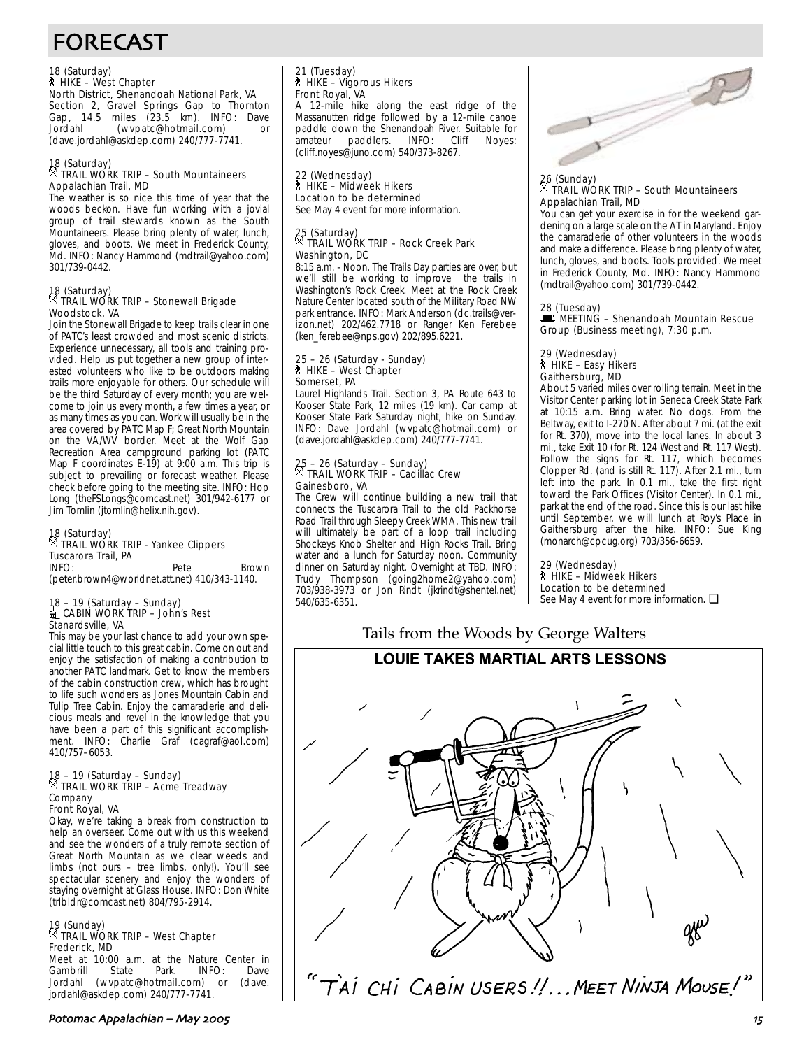# FORECAST

18 (Saturday)
HIKE – West Chapter
North District, Shenandoah National Park, VA
Section 2, Gravel Springs Gap to Thornton Gap, 14.5 miles (23.5 km). INFO: Dave Jordahl (wvpatc@hotmail.com) or (dave.jordahl@askdep.com) 240/777-7741.

18 (Saturday)
TRAIL WORK TRIP – South Mountaineers
Appalachian Trail, MD
The weather is so nice this time of year that the woods beckon. Have fun working with a jovial group of trail stewards known as the South Mountaineers. Please bring plenty of water, lunch, gloves, and boots. We meet in Frederick County, Md. INFO: Nancy Hammond (mdtrail@yahoo.com) 301/739-0442.

18 (Saturday)
TRAIL WORK TRIP – Stonewall Brigade
Woodstock, VA
Join the Stonewall Brigade to keep trails clear in one of PATC's least crowded and most scenic districts. Experience unnecessary, all tools and training provided. Help us put together a new group of interested volunteers who like to be outdoors making trails more enjoyable for others. Our schedule will be the third Saturday of every month; you are welcome to join us every month, a few times a year, or as many times as you can. Work will usually be in the area covered by PATC Map F; Great North Mountain on the VA/WV border. Meet at the Wolf Gap Recreation Area campground parking lot (PATC Map F coordinates E-19) at 9:00 a.m. This trip is subject to prevailing or forecast weather. Please check before going to the meeting site. INFO: Hop Long (theFSLongs@comcast.net) 301/942-6177 or Jim Tomlin (jtomlin@helix.nih.gov).

18 (Saturday)
TRAIL WORK TRIP - Yankee Clippers
Tuscarora Trail, PA
INFO: Pete Brown (peter.brown4@worldnet.att.net) 410/343-1140.

18 – 19 (Saturday – Sunday)
CABIN WORK TRIP – John's Rest
Stanardsville, VA
This may be your last chance to add your own special little touch to this great cabin. Come on out and enjoy the satisfaction of making a contribution to another PATC landmark. Get to know the members of the cabin construction crew, which has brought to life such wonders as Jones Mountain Cabin and Tulip Tree Cabin. Enjoy the camaraderie and delicious meals and revel in the knowledge that you have been a part of this significant accomplishment. INFO: Charlie Graf (cagraf@aol.com) 410/757–6053.

18 – 19 (Saturday – Sunday)
TRAIL WORK TRIP – Acme Treadway Company
Front Royal, VA
Okay, we're taking a break from construction to help an overseer. Come out with us this weekend and see the wonders of a truly remote section of Great North Mountain as we clear weeds and limbs (not ours – tree limbs, only!). You'll see spectacular scenery and enjoy the wonders of staying overnight at Glass House. INFO: Don White (trlbldr@comcast.net) 804/795-2914.

19 (Sunday)
TRAIL WORK TRIP – West Chapter
Frederick, MD
Meet at 10:00 a.m. at the Nature Center in Gambrill State Park. INFO: Dave Jordahl (wvpatc@hotmail.com) or (dave.jordahl@askdep.com) 240/777-7741.

21 (Tuesday)
HIKE – Vigorous Hikers
Front Royal, VA
A 12-mile hike along the east ridge of the Massanutten ridge followed by a 12-mile canoe paddle down the Shenandoah River. Suitable for amateur paddlers. INFO: Cliff Noyes: (cliff.noyes@juno.com) 540/373-8267.

22 (Wednesday)
HIKE – Midweek Hikers
Location to be determined
See May 4 event for more information.

25 (Saturday)
TRAIL WORK TRIP – Rock Creek Park
Washington, DC
8:15 a.m. - Noon. The Trails Day parties are over, but we'll still be working to improve the trails in Washington's Rock Creek. Meet at the Rock Creek Nature Center located south of the Military Road NW park entrance. INFO: Mark Anderson (dc.trails@verizon.net) 202/462.7718 or Ranger Ken Ferebee (ken_ferebee@nps.gov) 202/895.6221.

25 – 26 (Saturday - Sunday)
HIKE – West Chapter
Somerset, PA
Laurel Highlands Trail. Section 3, PA Route 643 to Kooser State Park, 12 miles (19 km). Car camp at Kooser State Park Saturday night, hike on Sunday. INFO: Dave Jordahl (wvpatc@hotmail.com) or (dave.jordahl@askdep.com) 240/777-7741.

25 – 26 (Saturday – Sunday)
TRAIL WORK TRIP – Cadillac Crew
Gainesboro, VA
The Crew will continue building a new trail that connects the Tuscarora Trail to the old Packhorse Road Trail through Sleepy Creek WMA. This new trail will ultimately be part of a loop trail including Shockeys Knob Shelter and High Rocks Trail. Bring water and a lunch for Saturday noon. Community dinner on Saturday night. Overnight at TBD. INFO: Trudy Thompson (going2home2@yahoo.com) 703/938-3973 or Jon Rindt (jkrindt@shentel.net) 540/635-6351.

26 (Sunday)
TRAIL WORK TRIP – South Mountaineers
Appalachian Trail, MD
You can get your exercise in for the weekend gardening on a large scale on the AT in Maryland. Enjoy the camaraderie of other volunteers in the woods and make a difference. Please bring plenty of water, lunch, gloves, and boots. Tools provided. We meet in Frederick County, Md. INFO: Nancy Hammond (mdtrail@yahoo.com) 301/739-0442.

28 (Tuesday)
MEETING – Shenandoah Mountain Rescue Group (Business meeting), 7:30 p.m.

29 (Wednesday)
HIKE – Easy Hikers
Gaithersburg, MD
About 5 varied miles over rolling terrain. Meet in the Visitor Center parking lot in Seneca Creek State Park at 10:15 a.m. Bring water. No dogs. From the Beltway, exit to I-270 N. After about 7 mi. (at the exit for Rt. 370), move into the local lanes. In about 3 mi., take Exit 10 (for Rt. 124 West and Rt. 117 West). Follow the signs for Rt. 117, which becomes Clopper Rd. (and is still Rt. 117). After 2.1 mi., turn left into the park. In 0.1 mi., take the first right toward the Park Offices (Visitor Center). In 0.1 mi., park at the end of the road. Since this is our last hike until September, we will lunch at Roy's Place in Gaithersburg after the hike. INFO: Sue King (monarch@cpcug.org) 703/356-6659.

29 (Wednesday)
HIKE – Midweek Hikers
Location to be determined
See May 4 event for more information. ❑

Tails from the Woods by George Walters

**LOUIE TAKES MARTIAL ARTS LESSONS**

"TAI CHI CABIN USERS!!... MEET NINJA MOUSE!"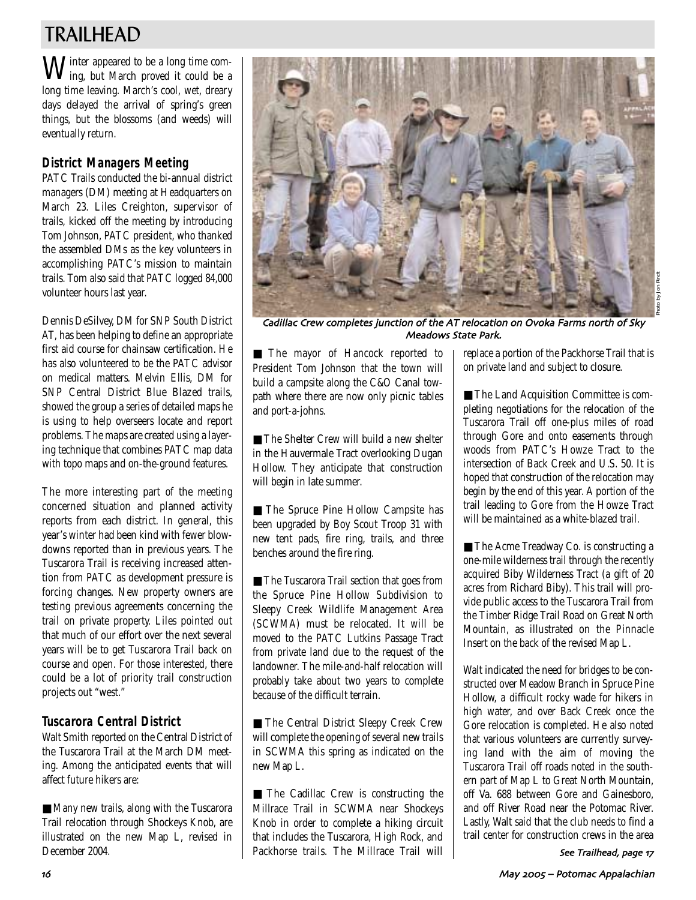# TRAILHEAD

Winter appeared to be a long time coming, but March proved it could be a long time leaving. March's cool, wet, dreary days delayed the arrival of spring's green things, but the blossoms (and weeds) will eventually return.

## District Managers Meeting

PATC Trails conducted the bi-annual district managers (DM) meeting at Headquarters on March 23. Liles Creighton, supervisor of trails, kicked off the meeting by introducing Tom Johnson, PATC president, who thanked the assembled DMs as the key volunteers in accomplishing PATC's mission to maintain trails. Tom also said that PATC logged 84,000 volunteer hours last year.

Dennis DeSilvey, DM for SNP South District AT, has been helping to define an appropriate first aid course for chainsaw certification. He has also volunteered to be the PATC advisor on medical matters. Melvin Ellis, DM for SNP Central District Blue Blazed trails, showed the group a series of detailed maps he is using to help overseers locate and report problems. The maps are created using a layering technique that combines PATC map data with topo maps and on-the-ground features.

The more interesting part of the meeting concerned situation and planned activity reports from each district. In general, this year's winter had been kind with fewer blowdowns reported than in previous years. The Tuscarora Trail is receiving increased attention from PATC as development pressure is forcing changes. New property owners are testing previous agreements concerning the trail on private property. Liles pointed out that much of our effort over the next several years will be to get Tuscarora Trail back on course and open. For those interested, there could be a lot of priority trail construction projects out "west."

## Tuscarora Central District

Walt Smith reported on the Central District of the Tuscarora Trail at the March DM meeting. Among the anticipated events that will affect future hikers are:

■ Many new trails, along with the Tuscarora Trail relocation through Shockeys Knob, are illustrated on the new Map L, revised in December 2004.

*Cadillac Crew completes junction of the AT relocation on Ovoka Farms north of Sky Meadows State Park.*

Photo by Jon Rindt

■ The mayor of Hancock reported to President Tom Johnson that the town will build a campsite along the C&O Canal towpath where there are now only picnic tables and port-a-johns.

■ The Shelter Crew will build a new shelter in the Hauvermale Tract overlooking Dugan Hollow. They anticipate that construction will begin in late summer.

■ The Spruce Pine Hollow Campsite has been upgraded by Boy Scout Troop 31 with new tent pads, fire ring, trails, and three benches around the fire ring.

■ The Tuscarora Trail section that goes from the Spruce Pine Hollow Subdivision to Sleepy Creek Wildlife Management Area (SCWMA) must be relocated. It will be moved to the PATC Lutkins Passage Tract from private land due to the request of the landowner. The mile-and-half relocation will probably take about two years to complete because of the difficult terrain.

■ The Central District Sleepy Creek Crew will complete the opening of several new trails in SCWMA this spring as indicated on the new Map L.

■ The Cadillac Crew is constructing the Millrace Trail in SCWMA near Shockeys Knob in order to complete a hiking circuit that includes the Tuscarora, High Rock, and Packhorse trails. The Millrace Trail will replace a portion of the Packhorse Trail that is on private land and subject to closure.

■ The Land Acquisition Committee is completing negotiations for the relocation of the Tuscarora Trail off one-plus miles of road through Gore and onto easements through woods from PATC's Howze Tract to the intersection of Back Creek and U.S. 50. It is hoped that construction of the relocation may begin by the end of this year. A portion of the trail leading to Gore from the Howze Tract will be maintained as a white-blazed trail.

■ The Acme Treadway Co. is constructing a one-mile wilderness trail through the recently acquired Biby Wilderness Tract (a gift of 20 acres from Richard Biby). This trail will provide public access to the Tuscarora Trail from the Timber Ridge Trail Road on Great North Mountain, as illustrated on the Pinnacle Insert on the back of the revised Map L.

Walt indicated the need for bridges to be constructed over Meadow Branch in Spruce Pine Hollow, a difficult rocky wade for hikers in high water, and over Back Creek once the Gore relocation is completed. He also noted that various volunteers are currently surveying land with the aim of moving the Tuscarora Trail off roads noted in the southern part of Map L to Great North Mountain, off Va. 688 between Gore and Gainesboro, and off River Road near the Potomac River. Lastly, Walt said that the club needs to find a trail center for construction crews in the area

*See Trailhead, page 17*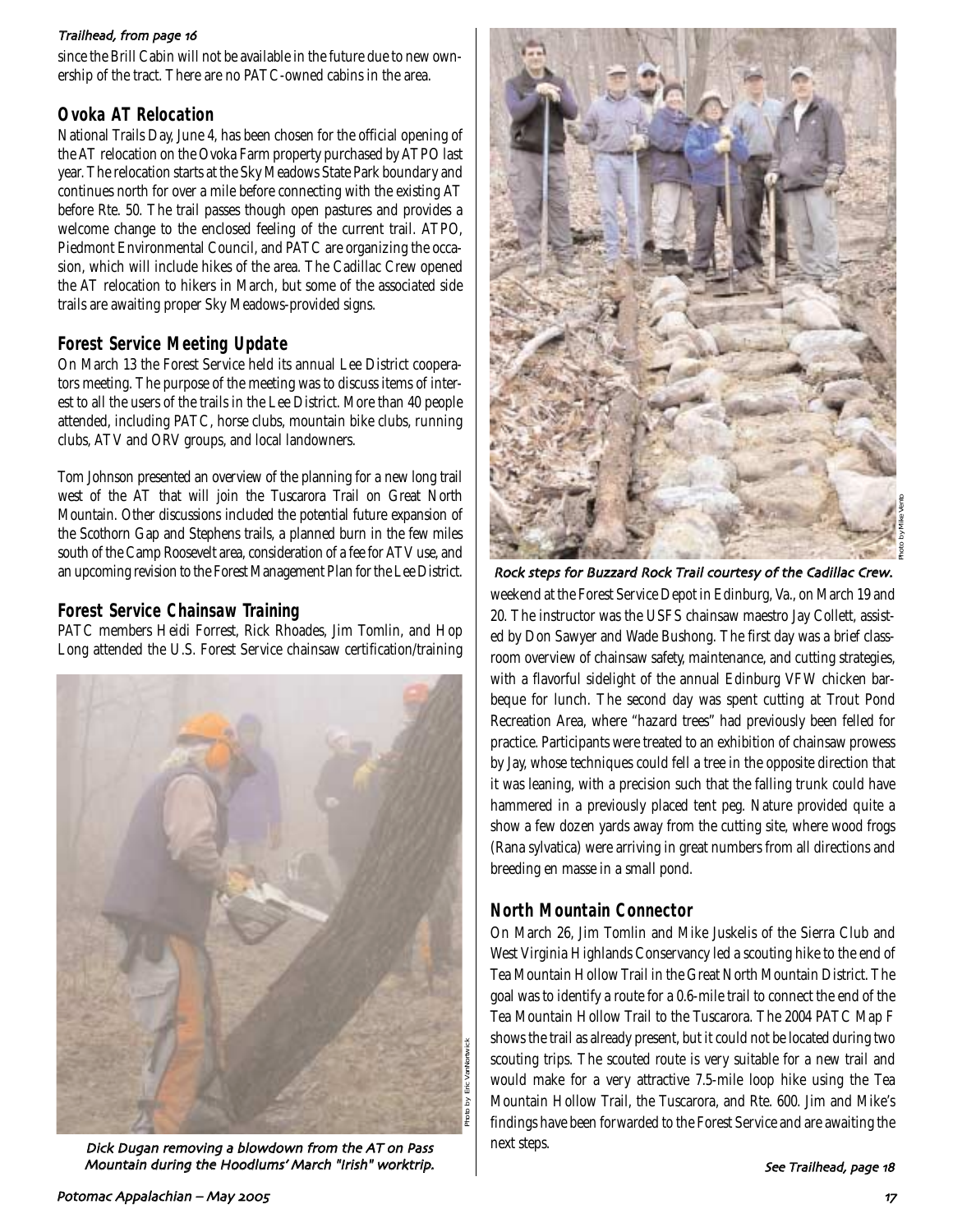*Trailhead, from page 16*

since the Brill Cabin will not be available in the future due to new ownership of the tract. There are no PATC-owned cabins in the area.

## Ovoka AT Relocation

National Trails Day, June 4, has been chosen for the official opening of the AT relocation on the Ovoka Farm property purchased by ATPO last year. The relocation starts at the Sky Meadows State Park boundary and continues north for over a mile before connecting with the existing AT before Rte. 50. The trail passes though open pastures and provides a welcome change to the enclosed feeling of the current trail. ATPO, Piedmont Environmental Council, and PATC are organizing the occasion, which will include hikes of the area. The Cadillac Crew opened the AT relocation to hikers in March, but some of the associated side trails are awaiting proper Sky Meadows-provided signs.

## Forest Service Meeting Update

On March 13 the Forest Service held its annual Lee District cooperators meeting. The purpose of the meeting was to discuss items of interest to all the users of the trails in the Lee District. More than 40 people attended, including PATC, horse clubs, mountain bike clubs, running clubs, ATV and ORV groups, and local landowners.

Tom Johnson presented an overview of the planning for a new long trail west of the AT that will join the Tuscarora Trail on Great North Mountain. Other discussions included the potential future expansion of the Scothorn Gap and Stephens trails, a planned burn in the few miles south of the Camp Roosevelt area, consideration of a fee for ATV use, and an upcoming revision to the Forest Management Plan for the Lee District.

## Forest Service Chainsaw Training

PATC members Heidi Forrest, Rick Rhoades, Jim Tomlin, and Hop Long attended the U.S. Forest Service chainsaw certification/training weekend at the Forest Service Depot in Edinburg, Va., on March 19 and 20. The instructor was the USFS chainsaw maestro Jay Collett, assisted by Don Sawyer and Wade Bushong. The first day was a brief classroom overview of chainsaw safety, maintenance, and cutting strategies, with a flavorful sidelight of the annual Edinburg VFW chicken barbeque for lunch. The second day was spent cutting at Trout Pond Recreation Area, where "hazard trees" had previously been felled for practice. Participants were treated to an exhibition of chainsaw prowess by Jay, whose techniques could fell a tree in the opposite direction that it was leaning, with a precision such that the falling trunk could have hammered in a previously placed tent peg. Nature provided quite a show a few dozen yards away from the cutting site, where wood frogs (Rana sylvatica) were arriving in great numbers from all directions and breeding en masse in a small pond.

*Dick Dugan removing a blowdown from the AT on Pass Mountain during the Hoodlums' March "Irish" worktrip.* Photo by Eric VanNortwick

*Rock steps for Buzzard Rock Trail courtesy of the Cadillac Crew.* Photo by Mike Vento

## North Mountain Connector

On March 26, Jim Tomlin and Mike Juskelis of the Sierra Club and West Virginia Highlands Conservancy led a scouting hike to the end of Tea Mountain Hollow Trail in the Great North Mountain District. The goal was to identify a route for a 0.6-mile trail to connect the end of the Tea Mountain Hollow Trail to the Tuscarora. The 2004 PATC Map F shows the trail as already present, but it could not be located during two scouting trips. The scouted route is very suitable for a new trail and would make for a very attractive 7.5-mile loop hike using the Tea Mountain Hollow Trail, the Tuscarora, and Rte. 600. Jim and Mike's findings have been forwarded to the Forest Service and are awaiting the next steps.

*See Trailhead, page 18*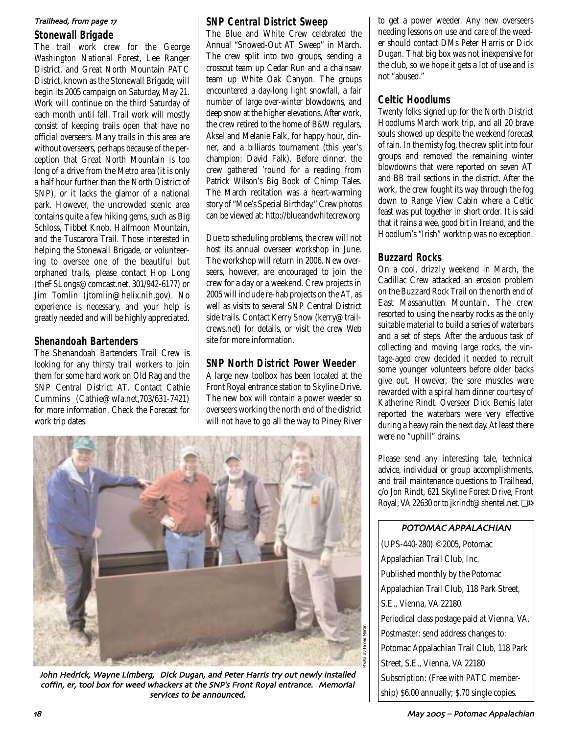*Trailhead, from page 17*

### Stonewall Brigade

The trail work crew for the George Washington National Forest, Lee Ranger District, and Great North Mountain PATC District, known as the Stonewall Brigade, will begin its 2005 campaign on Saturday, May 21. Work will continue on the third Saturday of each month until fall. Trail work will mostly consist of keeping trails open that have no official overseers. Many trails in this area are without overseers, perhaps because of the perception that Great North Mountain is too long of a drive from the Metro area (it is only a half hour further than the North District of SNP), or it lacks the glamor of a national park. However, the uncrowded scenic area contains quite a few hiking gems, such as Big Schloss, Tibbet Knob, Halfmoon Mountain, and the Tuscarora Trail. Those interested in helping the Stonewall Brigade, or volunteering to oversee one of the beautiful but orphaned trails, please contact Hop Long (theFSLongs@comcast.net, 301/942-6177) or Jim Tomlin (jtomlin@helix.nih.gov). No experience is necessary, and your help is greatly needed and will be highly appreciated.

### Shenandoah Bartenders

The Shenandoah Bartenders Trail Crew is looking for any thirsty trail workers to join them for some hard work on Old Rag and the SNP Central District AT. Contact Cathie Cummins (Cathie@wfa.net,703/631-7421) for more information. Check the Forecast for work trip dates.

### SNP Central District Sweep

The Blue and White Crew celebrated the Annual "Snowed-Out AT Sweep" in March. The crew split into two groups, sending a crosscut team up Cedar Run and a chainsaw team up White Oak Canyon. The groups encountered a day-long light snowfall, a fair number of large over-winter blowdowns, and deep snow at the higher elevations. After work, the crew retired to the home of B&W regulars, Aksel and Melanie Falk, for happy hour, dinner, and a billiards tournament (this year's champion: David Falk). Before dinner, the crew gathered 'round for a reading from Patrick Wilson's Big Book of Chimp Tales. The March recitation was a heart-warming story of "Moe's Special Birthday." Crew photos can be viewed at: http://blueandwhitecrew.org

Due to scheduling problems, the crew will not host its annual overseer workshop in June. The workshop will return in 2006. New overseers, however, are encouraged to join the crew for a day or a weekend. Crew projects in 2005 will include re-hab projects on the AT, as well as visits to several SNP Central District side trails. Contact Kerry Snow (kerry@trailcrews.net) for details, or visit the crew Web site for more information.

### SNP North District Power Weeder

A large new toolbox has been located at the Front Royal entrance station to Skyline Drive. The new box will contain a power weeder so overseers working the north end of the district will not have to go all the way to Piney River to get a power weeder. Any new overseers needing lessons on use and care of the weeder should contact DMs Peter Harris or Dick Dugan. That big box was not inexpensive for the club, so we hope it gets a lot of use and is not "abused."

*John Hedrick, Wayne Limberg, Dick Dugan, and Peter Harris try out newly installed coffin, er, tool box for weed whackers at the SNP's Front Royal entrance. Memorial services to be announced.*

Photo by James Martin

### Celtic Hoodlums

Twenty folks signed up for the North District Hoodlums March work trip, and all 20 brave souls showed up despite the weekend forecast of rain. In the misty fog, the crew split into four groups and removed the remaining winter blowdowns that were reported on seven AT and BB trail sections in the district. After the work, the crew fought its way through the fog down to Range View Cabin where a Celtic feast was put together in short order. It is said that it rains a wee, good bit in Ireland, and the Hoodlum's "Irish" worktrip was no exception.

### Buzzard Rocks

On a cool, drizzly weekend in March, the Cadillac Crew attacked an erosion problem on the Buzzard Rock Trail on the north end of East Massanutten Mountain. The crew resorted to using the nearby rocks as the only suitable material to build a series of waterbars and a set of steps. After the arduous task of collecting and moving large rocks, the vintage-aged crew decided it needed to recruit some younger volunteers before older backs give out. However, the sore muscles were rewarded with a spiral ham dinner courtesy of Katherine Rindt. Overseer Dick Bemis later reported the waterbars were very effective during a heavy rain the next day. At least there were no "uphill" drains.

Please send any interesting tale, technical advice, individual or group accomplishments, and trail maintenance questions to Trailhead, c/o Jon Rindt, 621 Skyline Forest Drive, Front Royal, VA 22630 or to jkrindt@shentel.net. ❑

---

**POTOMAC APPALACHIAN**

(UPS-440-280) ©2005, Potomac Appalachian Trail Club, Inc.

Published monthly by the Potomac Appalachian Trail Club, 118 Park Street, S.E., Vienna, VA 22180.

Periodical class postage paid at Vienna, VA.

Postmaster: send address changes to: Potomac Appalachian Trail Club, 118 Park Street, S.E., Vienna, VA 22180

Subscription: (Free with PATC membership) $6.00 annually; $.70 single copies.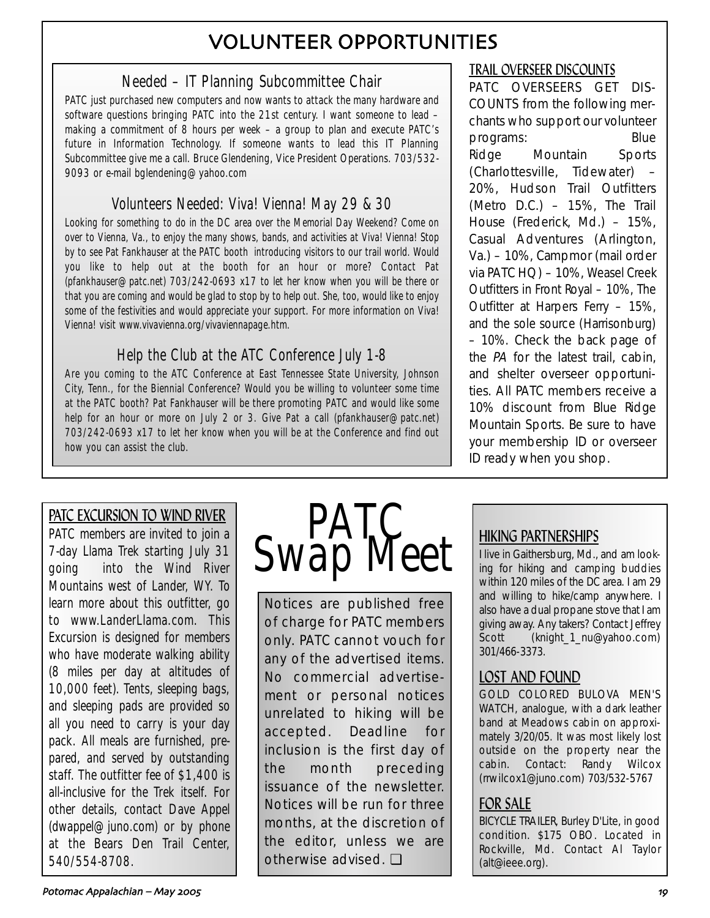# VOLUNTEER OPPORTUNITIES

## Needed – IT Planning Subcommittee Chair

PATC just purchased new computers and now wants to attack the many hardware and software questions bringing PATC into the 21st century. I want someone to lead – making a commitment of 8 hours per week – a group to plan and execute PATC's future in Information Technology. If someone wants to lead this IT Planning Subcommittee give me a call. Bruce Glendening, Vice President Operations. 703/532-9093 or e-mail bglendening@yahoo.com

## Volunteers Needed: Viva! Vienna! May 29 & 30

Looking for something to do in the DC area over the Memorial Day Weekend? Come on over to Vienna, Va., to enjoy the many shows, bands, and activities at Viva! Vienna! Stop by to see Pat Fankhauser at the PATC booth introducing visitors to our trail world. Would you like to help out at the booth for an hour or more? Contact Pat (pfankhauser@patc.net) 703/242-0693 x17 to let her know when you will be there or that you are coming and would be glad to stop by to help out. She, too, would like to enjoy some of the festivities and would appreciate your support. For more information on Viva! Vienna! visit www.vivavienna.org/vivaviennapage.htm.

## Help the Club at the ATC Conference July 1-8

Are you coming to the ATC Conference at East Tennessee State University, Johnson City, Tenn., for the Biennial Conference? Would you be willing to volunteer some time at the PATC booth? Pat Fankhauser will be there promoting PATC and would like some help for an hour or more on July 2 or 3. Give Pat a call (pfankhauser@patc.net) 703/242-0693 x17 to let her know when you will be at the Conference and find out how you can assist the club.

## TRAIL OVERSEER DISCOUNTS

PATC OVERSEERS GET DISCOUNTS from the following merchants who support our volunteer programs: Blue Ridge Mountain Sports (Charlottesville, Tidewater) – 20%, Hudson Trail Outfitters (Metro D.C.) – 15%, The Trail House (Frederick, Md.) – 15%, Casual Adventures (Arlington, Va.) – 10%, Campmor (mail order via PATC HQ) – 10%, Weasel Creek Outfitters in Front Royal – 10%, The Outfitter at Harpers Ferry – 15%, and the sole source (Harrisonburg) – 10%. Check the back page of the *PA* for the latest trail, cabin, and shelter overseer opportunities. All PATC members receive a 10% discount from Blue Ridge Mountain Sports. Be sure to have your membership ID or overseer ID ready when you shop.

## PATC EXCURSION TO WIND RIVER

PATC members are invited to join a 7-day Llama Trek starting July 31 going into the Wind River Mountains west of Lander, WY. To learn more about this outfitter, go to www.LanderLlama.com. This Excursion is designed for members who have moderate walking ability (8 miles per day at altitudes of 10,000 feet). Tents, sleeping bags, and sleeping pads are provided so all you need to carry is your day pack. All meals are furnished, prepared, and served by outstanding staff. The outfitter fee of $1,400 is all-inclusive for the Trek itself. For other details, contact Dave Appel (dwappel@juno.com) or by phone at the Bears Den Trail Center, 540/554-8708.

# PATC Swap Meet

Notices are published free of charge for PATC members only. PATC cannot vouch for any of the advertised items. No commercial advertisement or personal notices unrelated to hiking will be accepted. Deadline for inclusion is the first day of the month preceding issuance of the newsletter. Notices will be run for three months, at the discretion of the editor, unless we are otherwise advised. ❑

## HIKING PARTNERSHIPS

I live in Gaithersburg, Md., and am looking for hiking and camping buddies within 120 miles of the DC area. I am 29 and willing to hike/camp anywhere. I also have a dual propane stove that I am giving away. Any takers? Contact Jeffrey Scott (knight_1_nu@yahoo.com) 301/466-3373.

## LOST AND FOUND

GOLD COLORED BULOVA MEN'S WATCH, analogue, with a dark leather band at Meadows cabin on approximately 3/20/05. It was most likely lost outside on the property near the cabin. Contact: Randy Wilcox (rrwilcox1@juno.com) 703/532-5767

## FOR SALE

BICYCLE TRAILER, Burley D'Lite, in good condition. $175 OBO. Located in Rockville, Md. Contact Al Taylor (alt@ieee.org).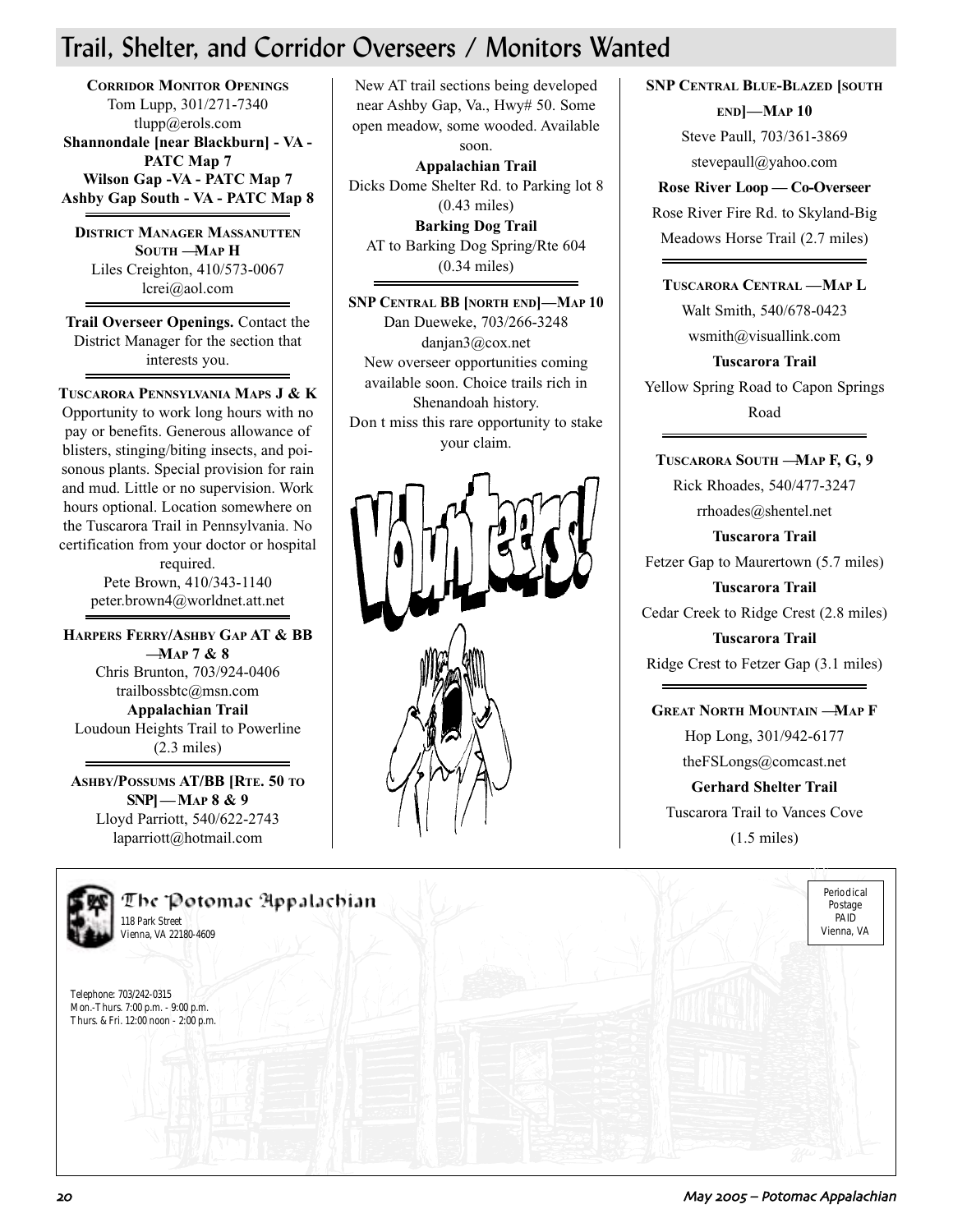# Trail, Shelter, and Corridor Overseers / Monitors Wanted

**CORRIDOR MONITOR OPENINGS**
Tom Lupp, 301/271-7340
tlupp@erols.com
**Shannondale [near Blackburn] - VA - PATC Map 7**
**Wilson Gap -VA - PATC Map 7**
**Ashby Gap South - VA - PATC Map 8**

**DISTRICT MANAGER MASSANUTTEN SOUTH —MAP H**
Liles Creighton, 410/573-0067
lcrei@aol.com

**Trail Overseer Openings.** Contact the District Manager for the section that interests you.

**TUSCARORA PENNSYLVANIA MAPS J & K**
Opportunity to work long hours with no pay or benefits. Generous allowance of blisters, stinging/biting insects, and poisonous plants. Special provision for rain and mud. Little or no supervision. Work hours optional. Location somewhere on the Tuscarora Trail in Pennsylvania. No certification from your doctor or hospital required.
Pete Brown, 410/343-1140
peter.brown4@worldnet.att.net

**HARPERS FERRY/ASHBY GAP AT & BB —MAP 7 & 8**
Chris Brunton, 703/924-0406
trailbossbtc@msn.com
**Appalachian Trail**
Loudoun Heights Trail to Powerline (2.3 miles)

**ASHBY/POSSUMS AT/BB [RTE. 50 TO SNP] — MAP 8 & 9**
Lloyd Parriott, 540/622-2743
laparriott@hotmail.com
New AT trail sections being developed near Ashby Gap, Va., Hwy# 50. Some open meadow, some wooded. Available soon.
**Appalachian Trail**
Dicks Dome Shelter Rd. to Parking lot 8 (0.43 miles)
**Barking Dog Trail**
AT to Barking Dog Spring/Rte 604 (0.34 miles)

**SNP CENTRAL BB [NORTH END]—MAP 10**
Dan Dueweke, 703/266-3248
danjan3@cox.net
New overseer opportunities coming available soon. Choice trails rich in Shenandoah history.
Don t miss this rare opportunity to stake your claim.

Volunteers!

**SNP CENTRAL BLUE-BLAZED [SOUTH END]—MAP 10**
Steve Paull, 703/361-3869
stevepaull@yahoo.com
**Rose River Loop — Co-Overseer**
Rose River Fire Rd. to Skyland-Big Meadows Horse Trail (2.7 miles)

**TUSCARORA CENTRAL —MAP L**
Walt Smith, 540/678-0423
wsmith@visuallink.com
**Tuscarora Trail**
Yellow Spring Road to Capon Springs Road

**TUSCARORA SOUTH —MAP F, G, 9**
Rick Rhoades, 540/477-3247
rrhoades@shentel.net
**Tuscarora Trail**
Fetzer Gap to Maurertown (5.7 miles)
**Tuscarora Trail**
Cedar Creek to Ridge Crest (2.8 miles)
**Tuscarora Trail**
Ridge Crest to Fetzer Gap (3.1 miles)

**GREAT NORTH MOUNTAIN —MAP F**
Hop Long, 301/942-6177
theFSLongs@comcast.net
**Gerhard Shelter Trail**
Tuscarora Trail to Vances Cove (1.5 miles)

The Potomac Appalachian
118 Park Street
Vienna, VA 22180-4609

Telephone: 703/242-0315
Mon.-Thurs. 7:00 p.m. - 9:00 p.m.
Thurs. & Fri. 12:00 noon - 2:00 p.m.

Periodical
Postage
PAID
Vienna, VA